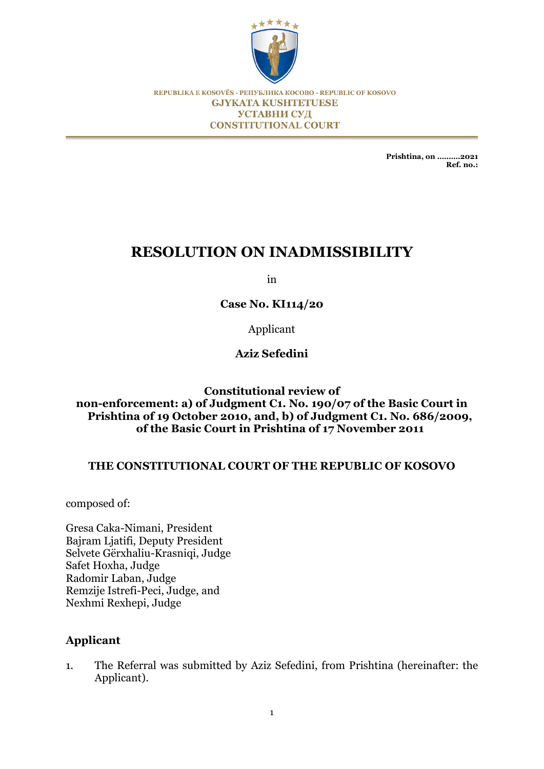REPUBLIKA E KOSOVËS - РЕПУБЛИКА КОСОВО - REPUBLIC OF KOSOVO
GJYKATA KUSHTETUESE
УСТАВНИ СУД
CONSTITUTIONAL COURT

**Prishtina, on ..........2021**
**Ref. no.:**

# RESOLUTION ON INADMISSIBILITY

in

**Case No. KI114/20**

Applicant

**Aziz Sefedini**

**Constitutional review of non-enforcement: a) of Judgment C1. No. 190/07 of the Basic Court in Prishtina of 19 October 2010, and, b) of Judgment C1. No. 686/2009, of the Basic Court in Prishtina of 17 November 2011**

**THE CONSTITUTIONAL COURT OF THE REPUBLIC OF KOSOVO**

composed of:

Gresa Caka-Nimani, President
Bajram Ljatifi, Deputy President
Selvete Gërxhaliu-Krasniqi, Judge
Safet Hoxha, Judge
Radomir Laban, Judge
Remzije Istrefi-Peci, Judge, and
Nexhmi Rexhepi, Judge

## Applicant

1. The Referral was submitted by Aziz Sefedini, from Prishtina (hereinafter: the Applicant).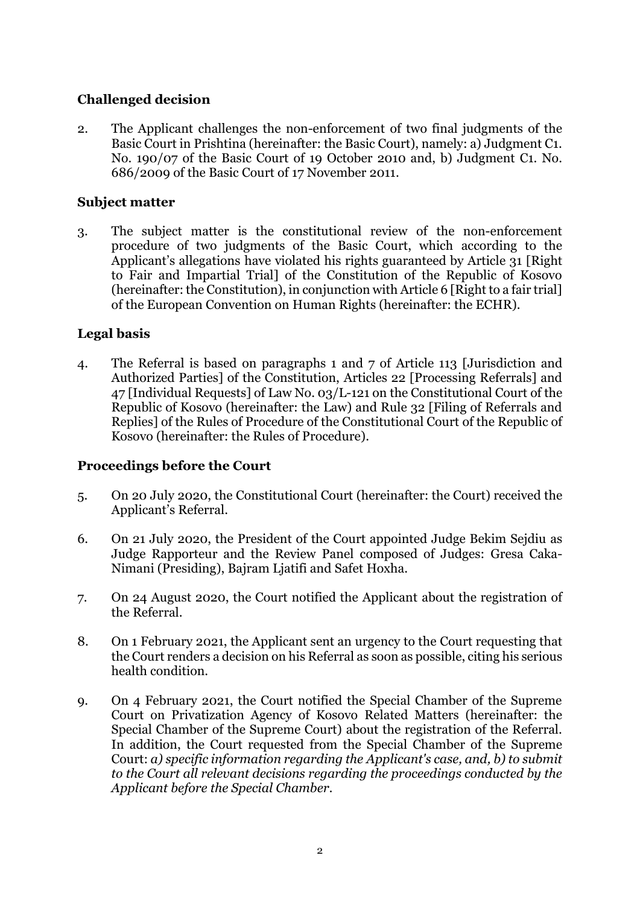### **Challenged decision**

2. The Applicant challenges the non-enforcement of two final judgments of the Basic Court in Prishtina (hereinafter: the Basic Court), namely: a) Judgment C1. No. 190/07 of the Basic Court of 19 October 2010 and, b) Judgment C1. No. 686/2009 of the Basic Court of 17 November 2011.

### **Subject matter**

3. The subject matter is the constitutional review of the non-enforcement procedure of two judgments of the Basic Court, which according to the Applicant's allegations have violated his rights guaranteed by Article 31 [Right to Fair and Impartial Trial] of the Constitution of the Republic of Kosovo (hereinafter: the Constitution), in conjunction with Article 6 [Right to a fair trial] of the European Convention on Human Rights (hereinafter: the ECHR).

### **Legal basis**

4. The Referral is based on paragraphs 1 and 7 of Article 113 [Jurisdiction and Authorized Parties] of the Constitution, Articles 22 [Processing Referrals] and 47 [Individual Requests] of Law No. 03/L-121 on the Constitutional Court of the Republic of Kosovo (hereinafter: the Law) and Rule 32 [Filing of Referrals and Replies] of the Rules of Procedure of the Constitutional Court of the Republic of Kosovo (hereinafter: the Rules of Procedure).

### **Proceedings before the Court**

5. On 20 July 2020, the Constitutional Court (hereinafter: the Court) received the Applicant's Referral.

6. On 21 July 2020, the President of the Court appointed Judge Bekim Sejdiu as Judge Rapporteur and the Review Panel composed of Judges: Gresa Caka-Nimani (Presiding), Bajram Ljatifi and Safet Hoxha.

7. On 24 August 2020, the Court notified the Applicant about the registration of the Referral.

8. On 1 February 2021, the Applicant sent an urgency to the Court requesting that the Court renders a decision on his Referral as soon as possible, citing his serious health condition.

9. On 4 February 2021, the Court notified the Special Chamber of the Supreme Court on Privatization Agency of Kosovo Related Matters (hereinafter: the Special Chamber of the Supreme Court) about the registration of the Referral. In addition, the Court requested from the Special Chamber of the Supreme Court: *a) specific information regarding the Applicant's case, and, b) to submit to the Court all relevant decisions regarding the proceedings conducted by the Applicant before the Special Chamber.*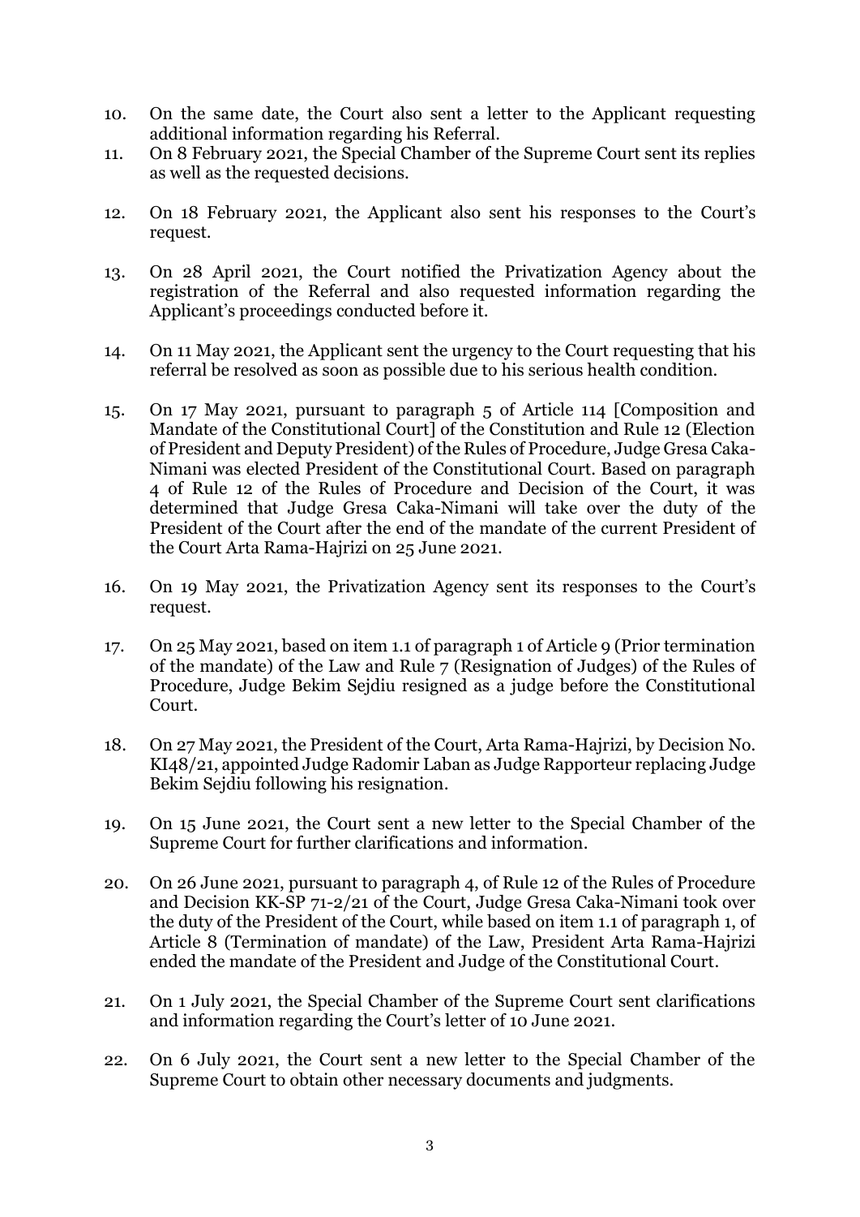10. On the same date, the Court also sent a letter to the Applicant requesting additional information regarding his Referral.

11. On 8 February 2021, the Special Chamber of the Supreme Court sent its replies as well as the requested decisions.

12. On 18 February 2021, the Applicant also sent his responses to the Court's request.

13. On 28 April 2021, the Court notified the Privatization Agency about the registration of the Referral and also requested information regarding the Applicant's proceedings conducted before it.

14. On 11 May 2021, the Applicant sent the urgency to the Court requesting that his referral be resolved as soon as possible due to his serious health condition.

15. On 17 May 2021, pursuant to paragraph 5 of Article 114 [Composition and Mandate of the Constitutional Court] of the Constitution and Rule 12 (Election of President and Deputy President) of the Rules of Procedure, Judge Gresa Caka-Nimani was elected President of the Constitutional Court. Based on paragraph 4 of Rule 12 of the Rules of Procedure and Decision of the Court, it was determined that Judge Gresa Caka-Nimani will take over the duty of the President of the Court after the end of the mandate of the current President of the Court Arta Rama-Hajrizi on 25 June 2021.

16. On 19 May 2021, the Privatization Agency sent its responses to the Court's request.

17. On 25 May 2021, based on item 1.1 of paragraph 1 of Article 9 (Prior termination of the mandate) of the Law and Rule 7 (Resignation of Judges) of the Rules of Procedure, Judge Bekim Sejdiu resigned as a judge before the Constitutional Court.

18. On 27 May 2021, the President of the Court, Arta Rama-Hajrizi, by Decision No. KI48/21, appointed Judge Radomir Laban as Judge Rapporteur replacing Judge Bekim Sejdiu following his resignation.

19. On 15 June 2021, the Court sent a new letter to the Special Chamber of the Supreme Court for further clarifications and information.

20. On 26 June 2021, pursuant to paragraph 4, of Rule 12 of the Rules of Procedure and Decision KK-SP 71-2/21 of the Court, Judge Gresa Caka-Nimani took over the duty of the President of the Court, while based on item 1.1 of paragraph 1, of Article 8 (Termination of mandate) of the Law, President Arta Rama-Hajrizi ended the mandate of the President and Judge of the Constitutional Court.

21. On 1 July 2021, the Special Chamber of the Supreme Court sent clarifications and information regarding the Court's letter of 10 June 2021.

22. On 6 July 2021, the Court sent a new letter to the Special Chamber of the Supreme Court to obtain other necessary documents and judgments.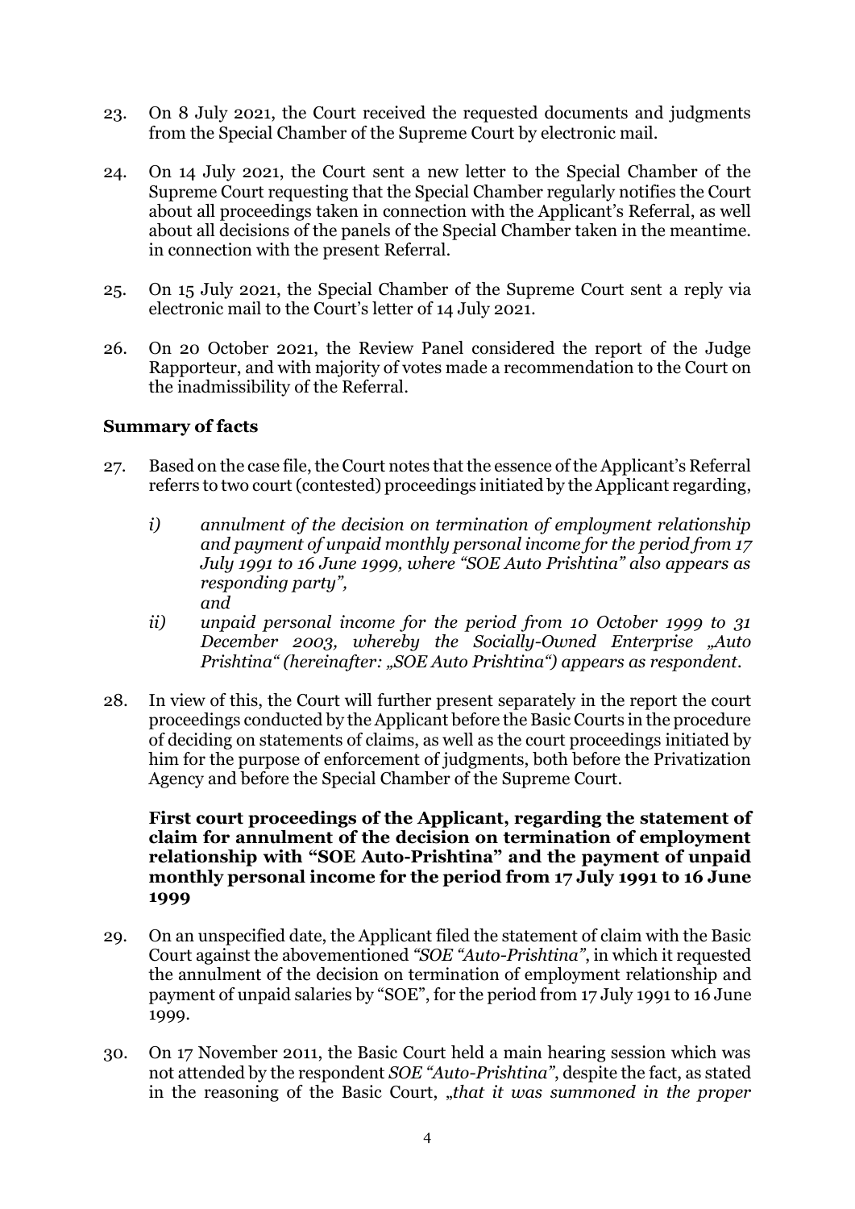23. On 8 July 2021, the Court received the requested documents and judgments from the Special Chamber of the Supreme Court by electronic mail.

24. On 14 July 2021, the Court sent a new letter to the Special Chamber of the Supreme Court requesting that the Special Chamber regularly notifies the Court about all proceedings taken in connection with the Applicant's Referral, as well about all decisions of the panels of the Special Chamber taken in the meantime. in connection with the present Referral.

25. On 15 July 2021, the Special Chamber of the Supreme Court sent a reply via electronic mail to the Court's letter of 14 July 2021.

26. On 20 October 2021, the Review Panel considered the report of the Judge Rapporteur, and with majority of votes made a recommendation to the Court on the inadmissibility of the Referral.

**Summary of facts**

27. Based on the case file, the Court notes that the essence of the Applicant's Referral referrs to two court (contested) proceedings initiated by the Applicant regarding,

    *i) annulment of the decision on termination of employment relationship and payment of unpaid monthly personal income for the period from 17 July 1991 to 16 June 1999, where "SOE Auto Prishtina" also appears as responding party",*
    *and*
    *ii) unpaid personal income for the period from 10 October 1999 to 31 December 2003, whereby the Socially-Owned Enterprise „Auto Prishtina" (hereinafter: „SOE Auto Prishtina") appears as respondent.*

28. In view of this, the Court will further present separately in the report the court proceedings conducted by the Applicant before the Basic Courts in the procedure of deciding on statements of claims, as well as the court proceedings initiated by him for the purpose of enforcement of judgments, both before the Privatization Agency and before the Special Chamber of the Supreme Court.

**First court proceedings of the Applicant, regarding the statement of claim for annulment of the decision on termination of employment relationship with "SOE Auto-Prishtina" and the payment of unpaid monthly personal income for the period from 17 July 1991 to 16 June 1999**

29. On an unspecified date, the Applicant filed the statement of claim with the Basic Court against the abovementioned *"SOE "Auto-Prishtina"*, in which it requested the annulment of the decision on termination of employment relationship and payment of unpaid salaries by "SOE", for the period from 17 July 1991 to 16 June 1999.

30. On 17 November 2011, the Basic Court held a main hearing session which was not attended by the respondent *SOE "Auto-Prishtina"*, despite the fact, as stated in the reasoning of the Basic Court, *„that it was summoned in the proper*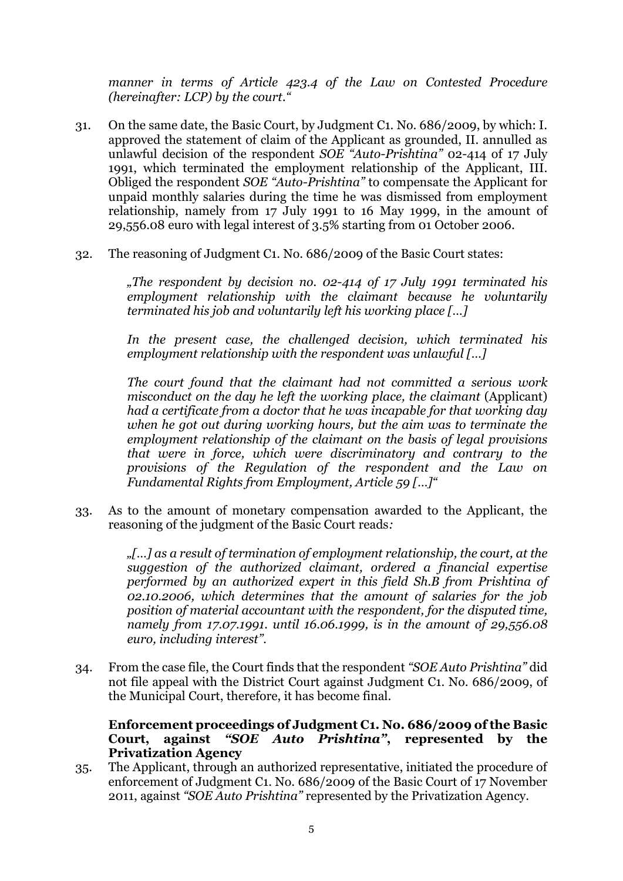*manner in terms of Article 423.4 of the Law on Contested Procedure (hereinafter: LCP) by the court."*

31. On the same date, the Basic Court, by Judgment C1. No. 686/2009, by which: I. approved the statement of claim of the Applicant as grounded, II. annulled as unlawful decision of the respondent *SOE "Auto-Prishtina"* 02-414 of 17 July 1991, which terminated the employment relationship of the Applicant, III. Obliged the respondent *SOE "Auto-Prishtina"* to compensate the Applicant for unpaid monthly salaries during the time he was dismissed from employment relationship, namely from 17 July 1991 to 16 May 1999, in the amount of 29,556.08 euro with legal interest of 3.5% starting from 01 October 2006.

32. The reasoning of Judgment C1. No. 686/2009 of the Basic Court states:

    *„The respondent by decision no. 02-414 of 17 July 1991 terminated his employment relationship with the claimant because he voluntarily terminated his job and voluntarily left his working place [...]*

    *In the present case, the challenged decision, which terminated his employment relationship with the respondent was unlawful [...]*

    *The court found that the claimant had not committed a serious work misconduct on the day he left the working place, the claimant* (Applicant) *had a certificate from a doctor that he was incapable for that working day when he got out during working hours, but the aim was to terminate the employment relationship of the claimant on the basis of legal provisions that were in force, which were discriminatory and contrary to the provisions of the Regulation of the respondent and the Law on Fundamental Rights from Employment, Article 59 [...]"*

33. As to the amount of monetary compensation awarded to the Applicant, the reasoning of the judgment of the Basic Court reads*:*

    *„[...] as a result of termination of employment relationship, the court, at the suggestion of the authorized claimant, ordered a financial expertise performed by an authorized expert in this field Sh.B from Prishtina of 02.10.2006, which determines that the amount of salaries for the job position of material accountant with the respondent, for the disputed time, namely from 17.07.1991. until 16.06.1999, is in the amount of 29,556.08 euro, including interest".*

34. From the case file, the Court finds that the respondent *"SOE Auto Prishtina"* did not file appeal with the District Court against Judgment C1. No. 686/2009, of the Municipal Court, therefore, it has become final.

**Enforcement proceedings of Judgment C1. No. 686/2009 of the Basic Court, against *"SOE Auto Prishtina"*, represented by the Privatization Agency**

35. The Applicant, through an authorized representative, initiated the procedure of enforcement of Judgment C1. No. 686/2009 of the Basic Court of 17 November 2011, against *"SOE Auto Prishtina"* represented by the Privatization Agency.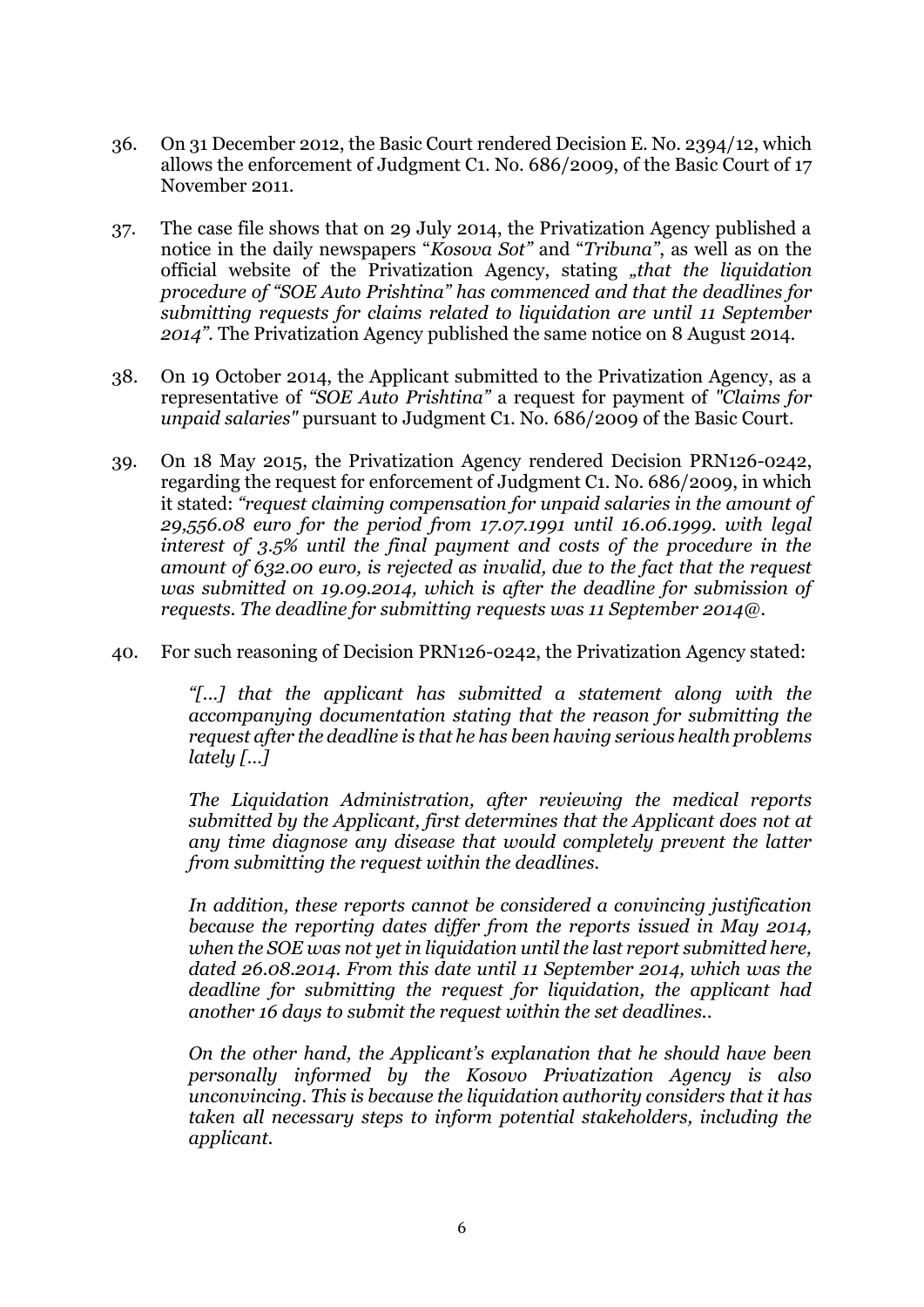36. On 31 December 2012, the Basic Court rendered Decision E. No. 2394/12, which allows the enforcement of Judgment C1. No. 686/2009, of the Basic Court of 17 November 2011.

37. The case file shows that on 29 July 2014, the Privatization Agency published a notice in the daily newspapers "*Kosova Sot"* and "*Tribuna"*, as well as on the official website of the Privatization Agency, stating *„that the liquidation procedure of "SOE Auto Prishtina" has commenced and that the deadlines for submitting requests for claims related to liquidation are until 11 September 2014"*. The Privatization Agency published the same notice on 8 August 2014.

38. On 19 October 2014, the Applicant submitted to the Privatization Agency, as a representative of *"SOE Auto Prishtina"* a request for payment of *"Claims for unpaid salaries"* pursuant to Judgment C1. No. 686/2009 of the Basic Court.

39. On 18 May 2015, the Privatization Agency rendered Decision PRN126-0242, regarding the request for enforcement of Judgment C1. No. 686/2009, in which it stated: *"request claiming compensation for unpaid salaries in the amount of 29,556.08 euro for the period from 17.07.1991 until 16.06.1999. with legal interest of 3.5% until the final payment and costs of the procedure in the amount of 632.00 euro, is rejected as invalid, due to the fact that the request was submitted on 19.09.2014, which is after the deadline for submission of requests. The deadline for submitting requests was 11 September 2014@*.

40. For such reasoning of Decision PRN126-0242, the Privatization Agency stated:

> *"[...] that the applicant has submitted a statement along with the accompanying documentation stating that the reason for submitting the request after the deadline is that he has been having serious health problems lately [...]*
>
> *The Liquidation Administration, after reviewing the medical reports submitted by the Applicant, first determines that the Applicant does not at any time diagnose any disease that would completely prevent the latter from submitting the request within the deadlines.*
>
> *In addition, these reports cannot be considered a convincing justification because the reporting dates differ from the reports issued in May 2014, when the SOE was not yet in liquidation until the last report submitted here, dated 26.08.2014. From this date until 11 September 2014, which was the deadline for submitting the request for liquidation, the applicant had another 16 days to submit the request within the set deadlines..*
>
> *On the other hand, the Applicant's explanation that he should have been personally informed by the Kosovo Privatization Agency is also unconvincing. This is because the liquidation authority considers that it has taken all necessary steps to inform potential stakeholders, including the applicant.*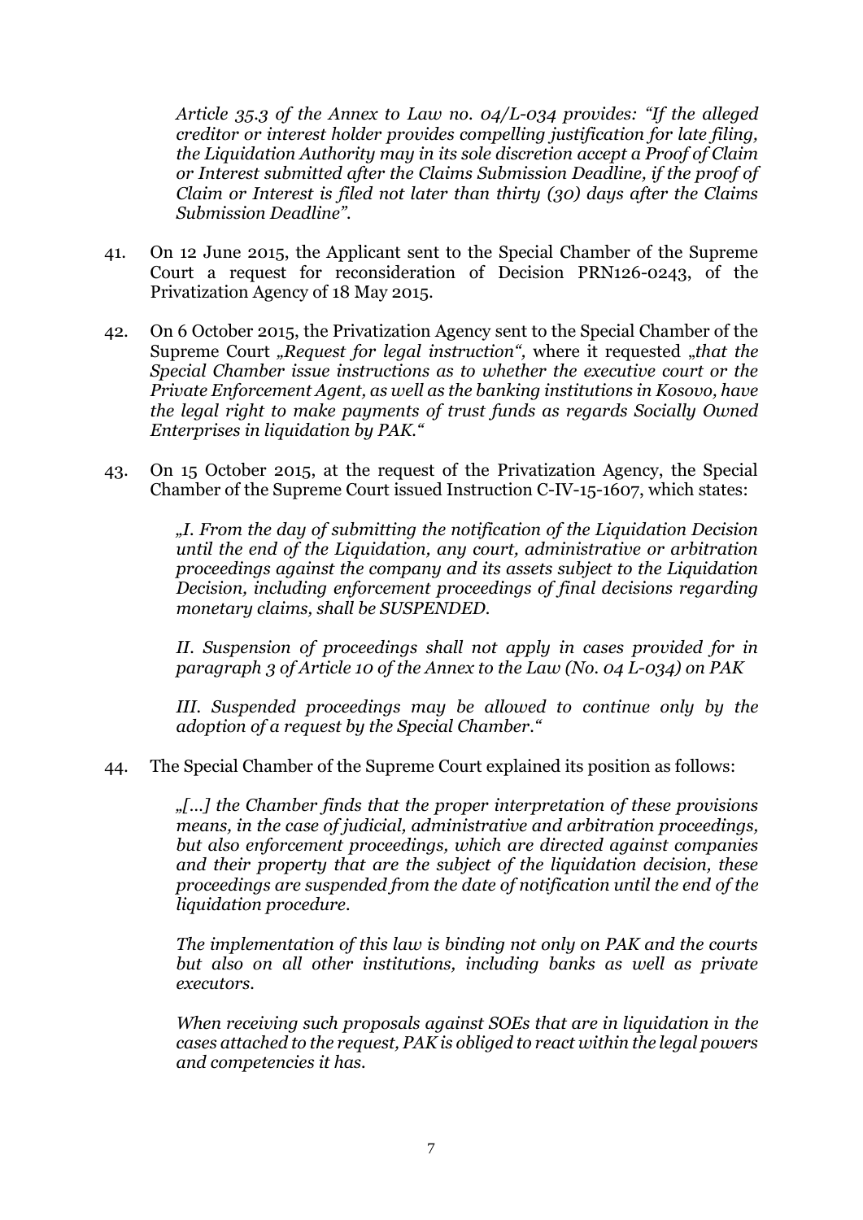*Article 35.3 of the Annex to Law no. 04/L-034 provides: "If the alleged creditor or interest holder provides compelling justification for late filing, the Liquidation Authority may in its sole discretion accept a Proof of Claim or Interest submitted after the Claims Submission Deadline, if the proof of Claim or Interest is filed not later than thirty (30) days after the Claims Submission Deadline".*

41. On 12 June 2015, the Applicant sent to the Special Chamber of the Supreme Court a request for reconsideration of Decision PRN126-0243, of the Privatization Agency of 18 May 2015.

42. On 6 October 2015, the Privatization Agency sent to the Special Chamber of the Supreme Court *„Request for legal instruction"*, where it requested *„that the Special Chamber issue instructions as to whether the executive court or the Private Enforcement Agent, as well as the banking institutions in Kosovo, have the legal right to make payments of trust funds as regards Socially Owned Enterprises in liquidation by PAK."*

43. On 15 October 2015, at the request of the Privatization Agency, the Special Chamber of the Supreme Court issued Instruction C-IV-15-1607, which states:

    *„I. From the day of submitting the notification of the Liquidation Decision until the end of the Liquidation, any court, administrative or arbitration proceedings against the company and its assets subject to the Liquidation Decision, including enforcement proceedings of final decisions regarding monetary claims, shall be SUSPENDED.*

    *II. Suspension of proceedings shall not apply in cases provided for in paragraph 3 of Article 10 of the Annex to the Law (No. 04 L-034) on PAK*

    *III. Suspended proceedings may be allowed to continue only by the adoption of a request by the Special Chamber."*

44. The Special Chamber of the Supreme Court explained its position as follows:

    *„[...] the Chamber finds that the proper interpretation of these provisions means, in the case of judicial, administrative and arbitration proceedings, but also enforcement proceedings, which are directed against companies and their property that are the subject of the liquidation decision, these proceedings are suspended from the date of notification until the end of the liquidation procedure.*

    *The implementation of this law is binding not only on PAK and the courts but also on all other institutions, including banks as well as private executors.*

    *When receiving such proposals against SOEs that are in liquidation in the cases attached to the request, PAK is obliged to react within the legal powers and competencies it has.*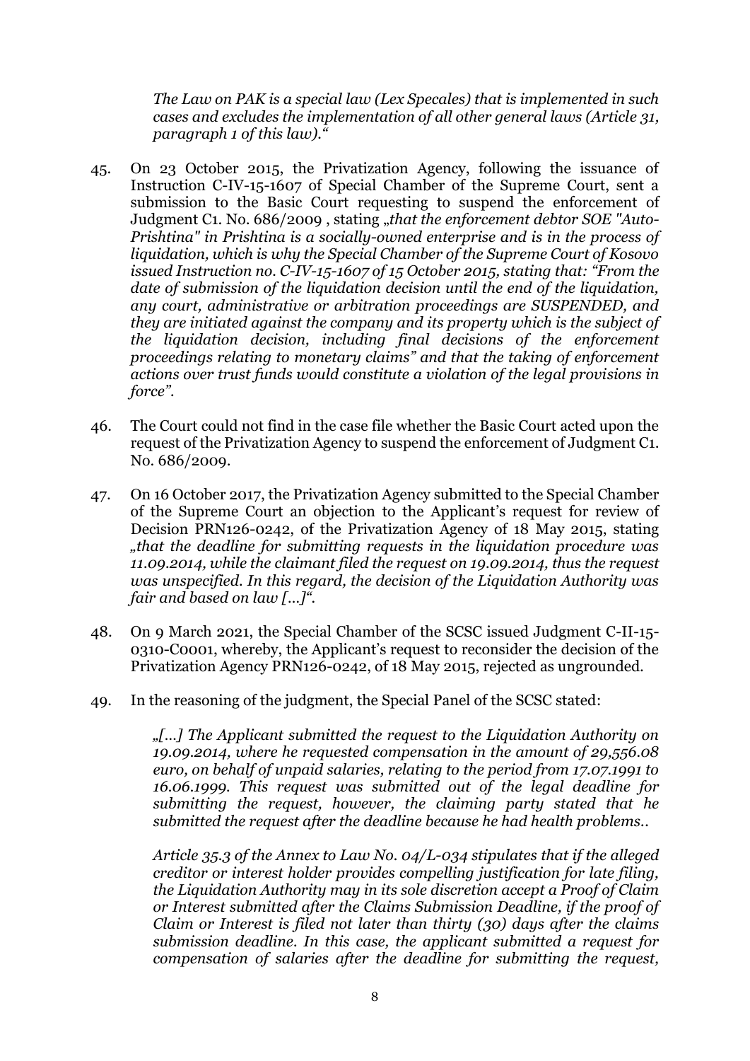*The Law on PAK is a special law (Lex Specales) that is implemented in such cases and excludes the implementation of all other general laws (Article 31, paragraph 1 of this law).*"

45. On 23 October 2015, the Privatization Agency, following the issuance of Instruction C-IV-15-1607 of Special Chamber of the Supreme Court, sent a submission to the Basic Court requesting to suspend the enforcement of Judgment C1. No. 686/2009 , stating „*that the enforcement debtor SOE "Auto-Prishtina" in Prishtina is a socially-owned enterprise and is in the process of liquidation, which is why the Special Chamber of the Supreme Court of Kosovo issued Instruction no. C-IV-15-1607 of 15 October 2015, stating that: "From the date of submission of the liquidation decision until the end of the liquidation, any court, administrative or arbitration proceedings are SUSPENDED, and they are initiated against the company and its property which is the subject of the liquidation decision, including final decisions of the enforcement proceedings relating to monetary claims" and that the taking of enforcement actions over trust funds would constitute a violation of the legal provisions in force"*.

46. The Court could not find in the case file whether the Basic Court acted upon the request of the Privatization Agency to suspend the enforcement of Judgment C1. No. 686/2009.

47. On 16 October 2017, the Privatization Agency submitted to the Special Chamber of the Supreme Court an objection to the Applicant's request for review of Decision PRN126-0242, of the Privatization Agency of 18 May 2015, stating „*that the deadline for submitting requests in the liquidation procedure was 11.09.2014, while the claimant filed the request on 19.09.2014, thus the request was unspecified. In this regard, the decision of the Liquidation Authority was fair and based on law [...]*".

48. On 9 March 2021, the Special Chamber of the SCSC issued Judgment C-II-15-0310-C0001, whereby, the Applicant's request to reconsider the decision of the Privatization Agency PRN126-0242, of 18 May 2015, rejected as ungrounded.

49. In the reasoning of the judgment, the Special Panel of the SCSC stated:

    *„[...] The Applicant submitted the request to the Liquidation Authority on 19.09.2014, where he requested compensation in the amount of 29,556.08 euro, on behalf of unpaid salaries, relating to the period from 17.07.1991 to 16.06.1999. This request was submitted out of the legal deadline for submitting the request, however, the claiming party stated that he submitted the request after the deadline because he had health problems..*

    *Article 35.3 of the Annex to Law No. 04/L-034 stipulates that if the alleged creditor or interest holder provides compelling justification for late filing, the Liquidation Authority may in its sole discretion accept a Proof of Claim or Interest submitted after the Claims Submission Deadline, if the proof of Claim or Interest is filed not later than thirty (30) days after the claims submission deadline. In this case, the applicant submitted a request for compensation of salaries after the deadline for submitting the request,*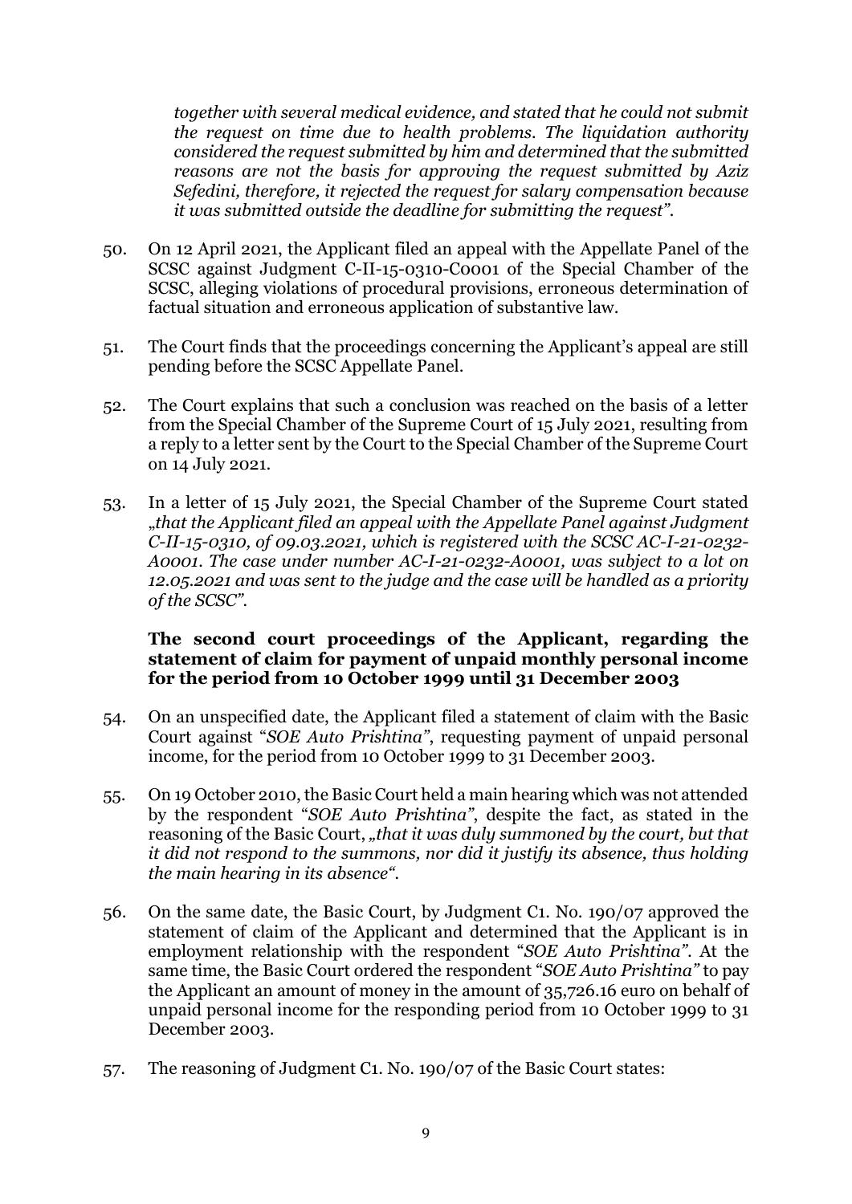*together with several medical evidence, and stated that he could not submit the request on time due to health problems. The liquidation authority considered the request submitted by him and determined that the submitted reasons are not the basis for approving the request submitted by Aziz Sefedini, therefore, it rejected the request for salary compensation because it was submitted outside the deadline for submitting the request".*

50. On 12 April 2021, the Applicant filed an appeal with the Appellate Panel of the SCSC against Judgment C-II-15-0310-C0001 of the Special Chamber of the SCSC, alleging violations of procedural provisions, erroneous determination of factual situation and erroneous application of substantive law.

51. The Court finds that the proceedings concerning the Applicant's appeal are still pending before the SCSC Appellate Panel.

52. The Court explains that such a conclusion was reached on the basis of a letter from the Special Chamber of the Supreme Court of 15 July 2021, resulting from a reply to a letter sent by the Court to the Special Chamber of the Supreme Court on 14 July 2021.

53. In a letter of 15 July 2021, the Special Chamber of the Supreme Court stated *„that the Applicant filed an appeal with the Appellate Panel against Judgment C-II-15-0310, of 09.03.2021, which is registered with the SCSC AC-I-21-0232-A0001. The case under number AC-I-21-0232-A0001, was subject to a lot on 12.05.2021 and was sent to the judge and the case will be handled as a priority of the SCSC".*

**The second court proceedings of the Applicant, regarding the statement of claim for payment of unpaid monthly personal income for the period from 10 October 1999 until 31 December 2003**

54. On an unspecified date, the Applicant filed a statement of claim with the Basic Court against "*SOE Auto Prishtina"*, requesting payment of unpaid personal income, for the period from 10 October 1999 to 31 December 2003.

55. On 19 October 2010, the Basic Court held a main hearing which was not attended by the respondent "*SOE Auto Prishtina"*, despite the fact, as stated in the reasoning of the Basic Court, *„that it was duly summoned by the court, but that it did not respond to the summons, nor did it justify its absence, thus holding the main hearing in its absence".*

56. On the same date, the Basic Court, by Judgment C1. No. 190/07 approved the statement of claim of the Applicant and determined that the Applicant is in employment relationship with the respondent "*SOE Auto Prishtina"*. At the same time, the Basic Court ordered the respondent "*SOE Auto Prishtina"* to pay the Applicant an amount of money in the amount of 35,726.16 euro on behalf of unpaid personal income for the responding period from 10 October 1999 to 31 December 2003.

57. The reasoning of Judgment C1. No. 190/07 of the Basic Court states: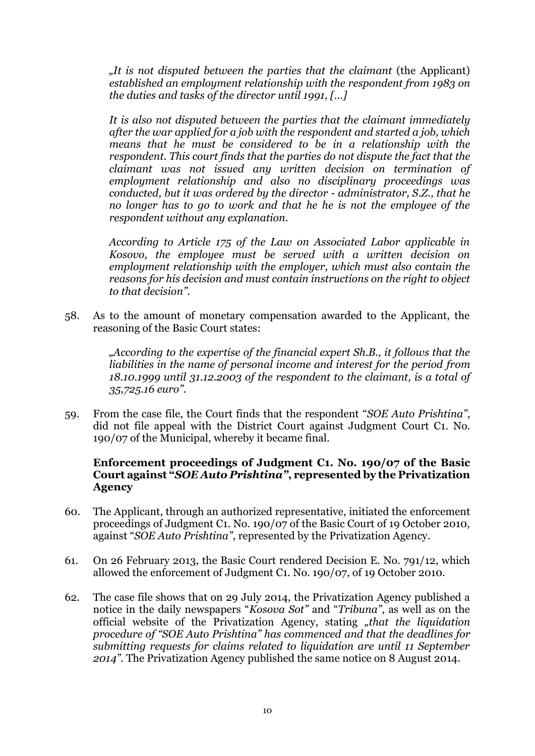*„It is not disputed between the parties that the claimant* (the Applicant) *established an employment relationship with the respondent from 1983 on the duties and tasks of the director until 1991, […]*

*It is also not disputed between the parties that the claimant immediately after the war applied for a job with the respondent and started a job, which means that he must be considered to be in a relationship with the respondent. This court finds that the parties do not dispute the fact that the claimant was not issued any written decision on termination of employment relationship and also no disciplinary proceedings was conducted, but it was ordered by the director - administrator, S.Z., that he no longer has to go to work and that he he is not the employee of the respondent without any explanation.*

*According to Article 175 of the Law on Associated Labor applicable in Kosovo, the employee must be served with a written decision on employment relationship with the employer, which must also contain the reasons for his decision and must contain instructions on the right to object to that decision".*

58. As to the amount of monetary compensation awarded to the Applicant, the reasoning of the Basic Court states:

*„According to the expertise of the financial expert Sh.B., it follows that the liabilities in the name of personal income and interest for the period from 18.10.1999 until 31.12.2003 of the respondent to the claimant, is a total of 35,725.16 euro".*

59. From the case file, the Court finds that the respondent "*SOE Auto Prishtina"*, did not file appeal with the District Court against Judgment Court C1. No. 190/07 of the Municipal, whereby it became final.

### Enforcement proceedings of Judgment C1. No. 190/07 of the Basic Court against "*SOE Auto Prishtina"*, represented by the Privatization Agency

60. The Applicant, through an authorized representative, initiated the enforcement proceedings of Judgment C1. No. 190/07 of the Basic Court of 19 October 2010, against "*SOE Auto Prishtina"*, represented by the Privatization Agency.

61. On 26 February 2013, the Basic Court rendered Decision E. No. 791/12, which allowed the enforcement of Judgment C1. No. 190/07, of 19 October 2010.

62. The case file shows that on 29 July 2014, the Privatization Agency published a notice in the daily newspapers "*Kosova Sot"* and "*Tribuna"*, as well as on the official website of the Privatization Agency, stating *„that the liquidation procedure of "SOE Auto Prishtina" has commenced and that the deadlines for submitting requests for claims related to liquidation are until 11 September 2014".* The Privatization Agency published the same notice on 8 August 2014.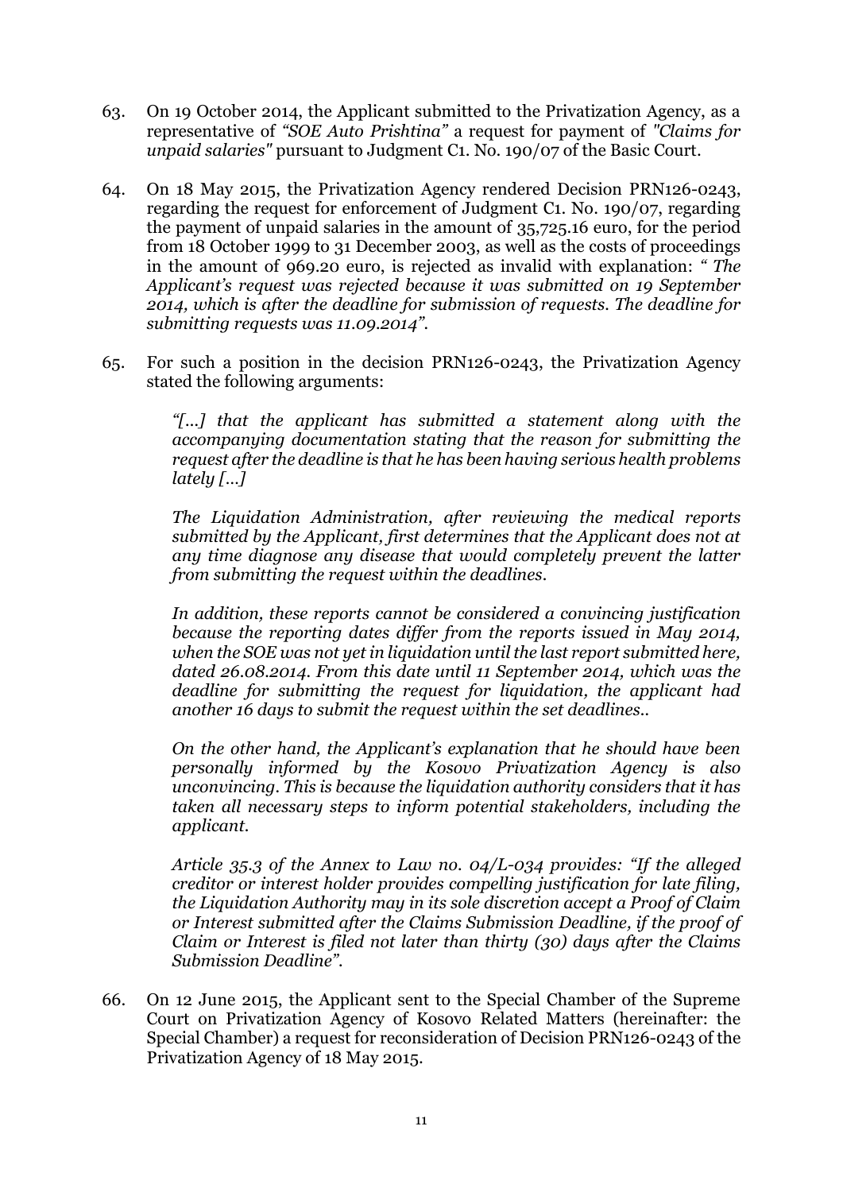63. On 19 October 2014, the Applicant submitted to the Privatization Agency, as a representative of *"SOE Auto Prishtina"* a request for payment of *"Claims for unpaid salaries"* pursuant to Judgment C1. No. 190/07 of the Basic Court.

64. On 18 May 2015, the Privatization Agency rendered Decision PRN126-0243, regarding the request for enforcement of Judgment C1. No. 190/07, regarding the payment of unpaid salaries in the amount of 35,725.16 euro, for the period from 18 October 1999 to 31 December 2003, as well as the costs of proceedings in the amount of 969.20 euro, is rejected as invalid with explanation: *" The Applicant's request was rejected because it was submitted on 19 September 2014, which is after the deadline for submission of requests. The deadline for submitting requests was 11.09.2014"*.

65. For such a position in the decision PRN126-0243, the Privatization Agency stated the following arguments:

> *"[...] that the applicant has submitted a statement along with the accompanying documentation stating that the reason for submitting the request after the deadline is that he has been having serious health problems lately [...]*
>
> *The Liquidation Administration, after reviewing the medical reports submitted by the Applicant, first determines that the Applicant does not at any time diagnose any disease that would completely prevent the latter from submitting the request within the deadlines.*
>
> *In addition, these reports cannot be considered a convincing justification because the reporting dates differ from the reports issued in May 2014, when the SOE was not yet in liquidation until the last report submitted here, dated 26.08.2014. From this date until 11 September 2014, which was the deadline for submitting the request for liquidation, the applicant had another 16 days to submit the request within the set deadlines..*
>
> *On the other hand, the Applicant's explanation that he should have been personally informed by the Kosovo Privatization Agency is also unconvincing. This is because the liquidation authority considers that it has taken all necessary steps to inform potential stakeholders, including the applicant.*
>
> *Article 35.3 of the Annex to Law no. 04/L-034 provides: "If the alleged creditor or interest holder provides compelling justification for late filing, the Liquidation Authority may in its sole discretion accept a Proof of Claim or Interest submitted after the Claims Submission Deadline, if the proof of Claim or Interest is filed not later than thirty (30) days after the Claims Submission Deadline".*

66. On 12 June 2015, the Applicant sent to the Special Chamber of the Supreme Court on Privatization Agency of Kosovo Related Matters (hereinafter: the Special Chamber) a request for reconsideration of Decision PRN126-0243 of the Privatization Agency of 18 May 2015.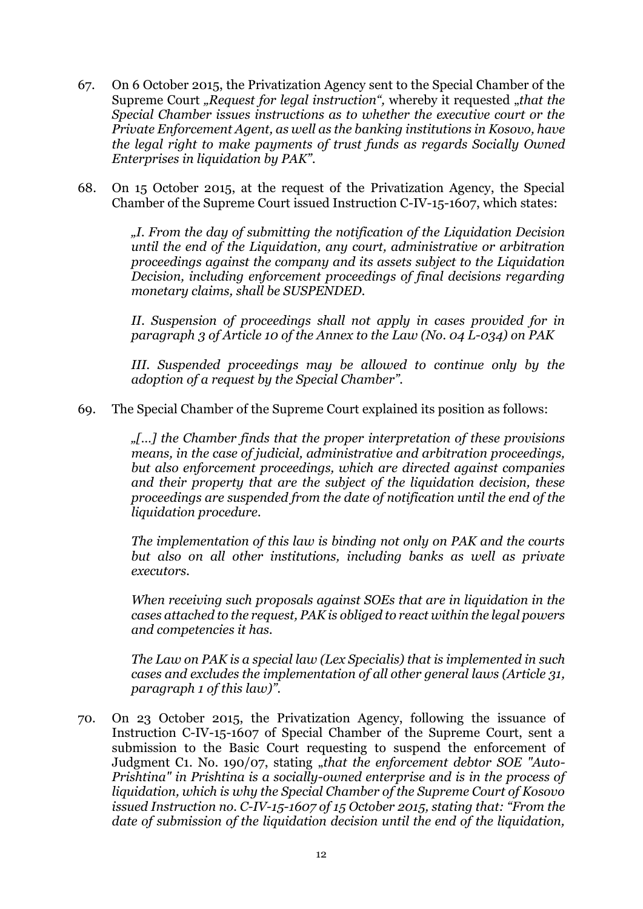67. On 6 October 2015, the Privatization Agency sent to the Special Chamber of the Supreme Court *„Request for legal instruction“,* whereby it requested *„that the Special Chamber issues instructions as to whether the executive court or the Private Enforcement Agent, as well as the banking institutions in Kosovo, have the legal right to make payments of trust funds as regards Socially Owned Enterprises in liquidation by PAK”.*

68. On 15 October 2015, at the request of the Privatization Agency, the Special Chamber of the Supreme Court issued Instruction C-IV-15-1607, which states:

    *„I. From the day of submitting the notification of the Liquidation Decision until the end of the Liquidation, any court, administrative or arbitration proceedings against the company and its assets subject to the Liquidation Decision, including enforcement proceedings of final decisions regarding monetary claims, shall be SUSPENDED.*

    *II. Suspension of proceedings shall not apply in cases provided for in paragraph 3 of Article 10 of the Annex to the Law (No. 04 L-034) on PAK*

    *III. Suspended proceedings may be allowed to continue only by the adoption of a request by the Special Chamber”.*

69. The Special Chamber of the Supreme Court explained its position as follows:

    *„[...] the Chamber finds that the proper interpretation of these provisions means, in the case of judicial, administrative and arbitration proceedings, but also enforcement proceedings, which are directed against companies and their property that are the subject of the liquidation decision, these proceedings are suspended from the date of notification until the end of the liquidation procedure.*

    *The implementation of this law is binding not only on PAK and the courts but also on all other institutions, including banks as well as private executors.*

    *When receiving such proposals against SOEs that are in liquidation in the cases attached to the request, PAK is obliged to react within the legal powers and competencies it has.*

    *The Law on PAK is a special law (Lex Specialis) that is implemented in such cases and excludes the implementation of all other general laws (Article 31, paragraph 1 of this law)”.*

70. On 23 October 2015, the Privatization Agency, following the issuance of Instruction C-IV-15-1607 of Special Chamber of the Supreme Court, sent a submission to the Basic Court requesting to suspend the enforcement of Judgment C1. No. 190/07, stating *„that the enforcement debtor SOE "Auto-Prishtina" in Prishtina is a socially-owned enterprise and is in the process of liquidation, which is why the Special Chamber of the Supreme Court of Kosovo issued Instruction no. C-IV-15-1607 of 15 October 2015, stating that: “From the date of submission of the liquidation decision until the end of the liquidation,*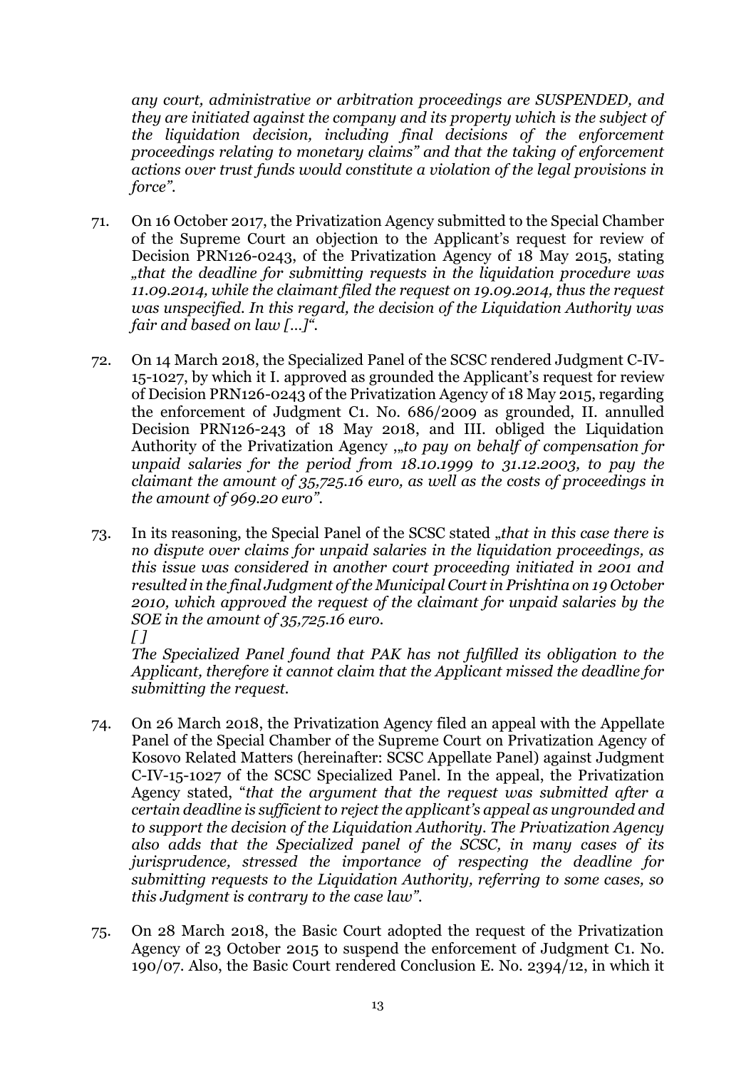*any court, administrative or arbitration proceedings are SUSPENDED, and they are initiated against the company and its property which is the subject of the liquidation decision, including final decisions of the enforcement proceedings relating to monetary claims" and that the taking of enforcement actions over trust funds would constitute a violation of the legal provisions in force".*

71. On 16 October 2017, the Privatization Agency submitted to the Special Chamber of the Supreme Court an objection to the Applicant's request for review of Decision PRN126-0243, of the Privatization Agency of 18 May 2015, stating *„that the deadline for submitting requests in the liquidation procedure was 11.09.2014, while the claimant filed the request on 19.09.2014, thus the request was unspecified. In this regard, the decision of the Liquidation Authority was fair and based on law […]".*

72. On 14 March 2018, the Specialized Panel of the SCSC rendered Judgment C-IV-15-1027, by which it I. approved as grounded the Applicant's request for review of Decision PRN126-0243 of the Privatization Agency of 18 May 2015, regarding the enforcement of Judgment C1. No. 686/2009 as grounded, II. annulled Decision PRN126-243 of 18 May 2018, and III. obliged the Liquidation Authority of the Privatization Agency *„„to pay on behalf of compensation for unpaid salaries for the period from 18.10.1999 to 31.12.2003, to pay the claimant the amount of 35,725.16 euro, as well as the costs of proceedings in the amount of 969.20 euro".*

73. In its reasoning, the Special Panel of the SCSC stated *„that in this case there is no dispute over claims for unpaid salaries in the liquidation proceedings, as this issue was considered in another court proceeding initiated in 2001 and resulted in the final Judgment of the Municipal Court in Prishtina on 19 October 2010, which approved the request of the claimant for unpaid salaries by the SOE in the amount of 35,725.16 euro.*
*[ ]*
*The Specialized Panel found that PAK has not fulfilled its obligation to the Applicant, therefore it cannot claim that the Applicant missed the deadline for submitting the request.*

74. On 26 March 2018, the Privatization Agency filed an appeal with the Appellate Panel of the Special Chamber of the Supreme Court on Privatization Agency of Kosovo Related Matters (hereinafter: SCSC Appellate Panel) against Judgment C-IV-15-1027 of the SCSC Specialized Panel. In the appeal, the Privatization Agency stated, "*that the argument that the request was submitted after a certain deadline is sufficient to reject the applicant's appeal as ungrounded and to support the decision of the Liquidation Authority. The Privatization Agency also adds that the Specialized panel of the SCSC, in many cases of its jurisprudence, stressed the importance of respecting the deadline for submitting requests to the Liquidation Authority, referring to some cases, so this Judgment is contrary to the case law".*

75. On 28 March 2018, the Basic Court adopted the request of the Privatization Agency of 23 October 2015 to suspend the enforcement of Judgment C1. No. 190/07. Also, the Basic Court rendered Conclusion E. No. 2394/12, in which it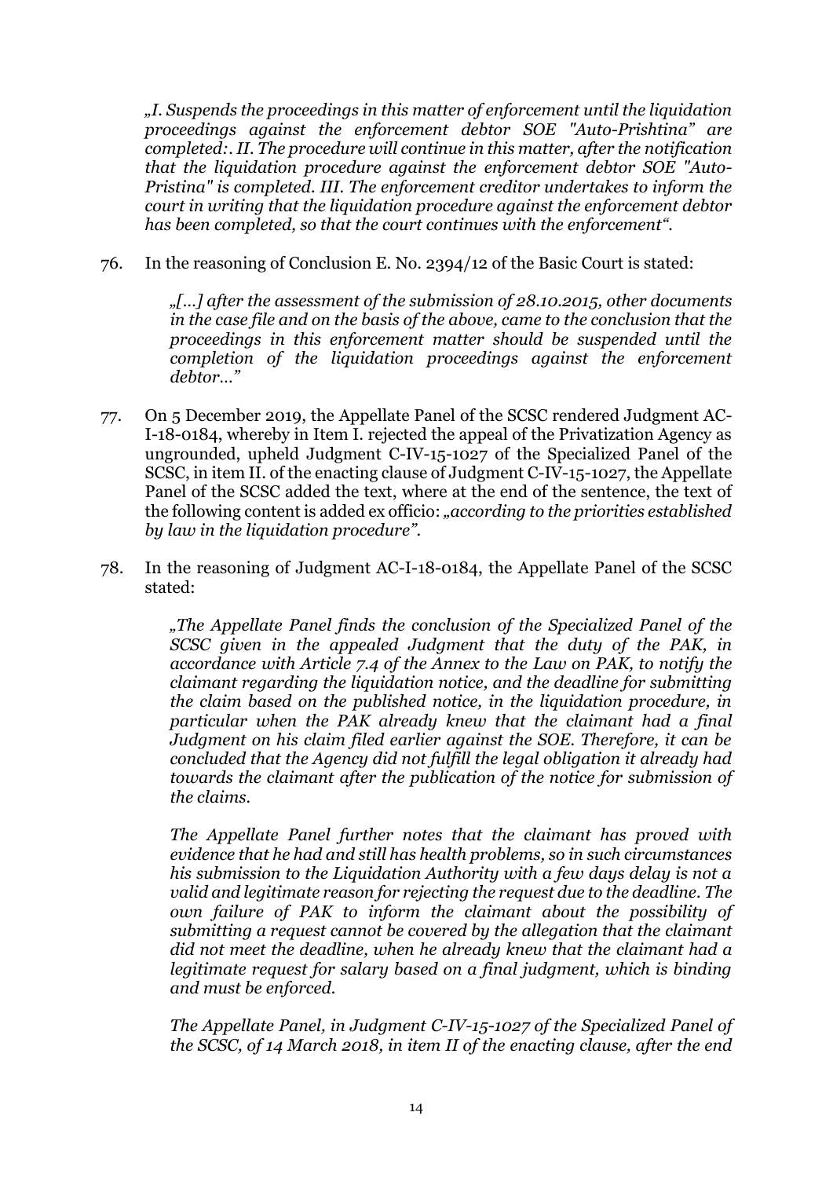*„I. Suspends the proceedings in this matter of enforcement until the liquidation proceedings against the enforcement debtor SOE "Auto-Prishtina" are completed:. II. The procedure will continue in this matter, after the notification that the liquidation procedure against the enforcement debtor SOE "Auto-Pristina" is completed. III. The enforcement creditor undertakes to inform the court in writing that the liquidation procedure against the enforcement debtor has been completed, so that the court continues with the enforcement".*

76. In the reasoning of Conclusion E. No. 2394/12 of the Basic Court is stated:

> *„[...] after the assessment of the submission of 28.10.2015, other documents in the case file and on the basis of the above, came to the conclusion that the proceedings in this enforcement matter should be suspended until the completion of the liquidation proceedings against the enforcement debtor..."*

77. On 5 December 2019, the Appellate Panel of the SCSC rendered Judgment AC-I-18-0184, whereby in Item I. rejected the appeal of the Privatization Agency as ungrounded, upheld Judgment C-IV-15-1027 of the Specialized Panel of the SCSC, in item II. of the enacting clause of Judgment C-IV-15-1027, the Appellate Panel of the SCSC added the text, where at the end of the sentence, the text of the following content is added ex officio: *„according to the priorities established by law in the liquidation procedure".*

78. In the reasoning of Judgment AC-I-18-0184, the Appellate Panel of the SCSC stated:

> *„The Appellate Panel finds the conclusion of the Specialized Panel of the SCSC given in the appealed Judgment that the duty of the PAK, in accordance with Article 7.4 of the Annex to the Law on PAK, to notify the claimant regarding the liquidation notice, and the deadline for submitting the claim based on the published notice, in the liquidation procedure, in particular when the PAK already knew that the claimant had a final Judgment on his claim filed earlier against the SOE. Therefore, it can be concluded that the Agency did not fulfill the legal obligation it already had towards the claimant after the publication of the notice for submission of the claims.*
>
> *The Appellate Panel further notes that the claimant has proved with evidence that he had and still has health problems, so in such circumstances his submission to the Liquidation Authority with a few days delay is not a valid and legitimate reason for rejecting the request due to the deadline. The own failure of PAK to inform the claimant about the possibility of submitting a request cannot be covered by the allegation that the claimant did not meet the deadline, when he already knew that the claimant had a legitimate request for salary based on a final judgment, which is binding and must be enforced.*
>
> *The Appellate Panel, in Judgment C-IV-15-1027 of the Specialized Panel of the SCSC, of 14 March 2018, in item II of the enacting clause, after the end*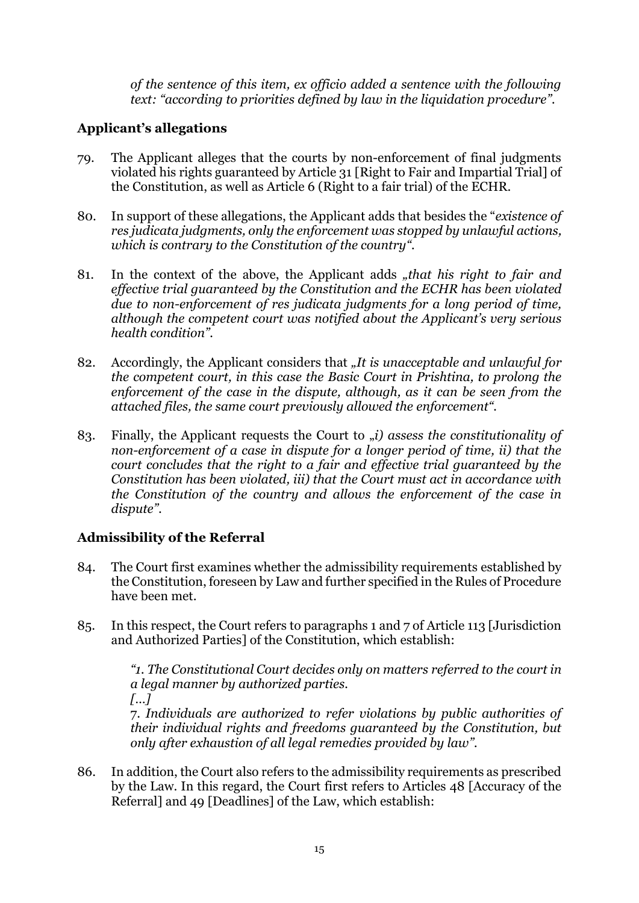*of the sentence of this item, ex officio added a sentence with the following text: "according to priorities defined by law in the liquidation procedure".*

## Applicant's allegations

79. The Applicant alleges that the courts by non-enforcement of final judgments violated his rights guaranteed by Article 31 [Right to Fair and Impartial Trial] of the Constitution, as well as Article 6 (Right to a fair trial) of the ECHR.

80. In support of these allegations, the Applicant adds that besides the "*existence of res judicata judgments, only the enforcement was stopped by unlawful actions, which is contrary to the Constitution of the country*".

81. In the context of the above, the Applicant adds *„that his right to fair and effective trial guaranteed by the Constitution and the ECHR has been violated due to non-enforcement of res judicata judgments for a long period of time, although the competent court was notified about the Applicant's very serious health condition"*.

82. Accordingly, the Applicant considers that *„It is unacceptable and unlawful for the competent court, in this case the Basic Court in Prishtina, to prolong the enforcement of the case in the dispute, although, as it can be seen from the attached files, the same court previously allowed the enforcement"*.

83. Finally, the Applicant requests the Court to *„i) assess the constitutionality of non-enforcement of a case in dispute for a longer period of time, ii) that the court concludes that the right to a fair and effective trial guaranteed by the Constitution has been violated, iii) that the Court must act in accordance with the Constitution of the country and allows the enforcement of the case in dispute"*.

## Admissibility of the Referral

84. The Court first examines whether the admissibility requirements established by the Constitution, foreseen by Law and further specified in the Rules of Procedure have been met.

85. In this respect, the Court refers to paragraphs 1 and 7 of Article 113 [Jurisdiction and Authorized Parties] of the Constitution, which establish:

    *"1. The Constitutional Court decides only on matters referred to the court in a legal manner by authorized parties.*
    *[...]*
    *7. Individuals are authorized to refer violations by public authorities of their individual rights and freedoms guaranteed by the Constitution, but only after exhaustion of all legal remedies provided by law".*

86. In addition, the Court also refers to the admissibility requirements as prescribed by the Law. In this regard, the Court first refers to Articles 48 [Accuracy of the Referral] and 49 [Deadlines] of the Law, which establish: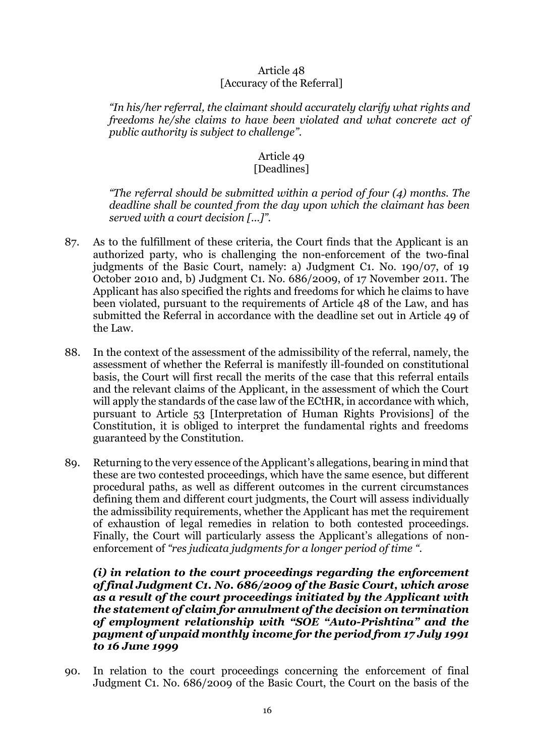Article 48
[Accuracy of the Referral]

*"In his/her referral, the claimant should accurately clarify what rights and freedoms he/she claims to have been violated and what concrete act of public authority is subject to challenge".*

Article 49
[Deadlines]

*"The referral should be submitted within a period of four (4) months. The deadline shall be counted from the day upon which the claimant has been served with a court decision [...]".*

87. As to the fulfillment of these criteria, the Court finds that the Applicant is an authorized party, who is challenging the non-enforcement of the two-final judgments of the Basic Court, namely: a) Judgment C1. No. 190/07, of 19 October 2010 and, b) Judgment C1. No. 686/2009, of 17 November 2011. The Applicant has also specified the rights and freedoms for which he claims to have been violated, pursuant to the requirements of Article 48 of the Law, and has submitted the Referral in accordance with the deadline set out in Article 49 of the Law.

88. In the context of the assessment of the admissibility of the referral, namely, the assessment of whether the Referral is manifestly ill-founded on constitutional basis, the Court will first recall the merits of the case that this referral entails and the relevant claims of the Applicant, in the assessment of which the Court will apply the standards of the case law of the ECtHR, in accordance with which, pursuant to Article 53 [Interpretation of Human Rights Provisions] of the Constitution, it is obliged to interpret the fundamental rights and freedoms guaranteed by the Constitution.

89. Returning to the very essence of the Applicant's allegations, bearing in mind that these are two contested proceedings, which have the same esence, but different procedural paths, as well as different outcomes in the current circumstances defining them and different court judgments, the Court will assess individually the admissibility requirements, whether the Applicant has met the requirement of exhaustion of legal remedies in relation to both contested proceedings. Finally, the Court will particularly assess the Applicant's allegations of non-enforcement of *"res judicata judgments for a longer period of time "*.

***(i) in relation to the court proceedings regarding the enforcement of final Judgment C1. No. 686/2009 of the Basic Court, which arose as a result of the court proceedings initiated by the Applicant with the statement of claim for annulment of the decision on termination of employment relationship with "SOE "Auto-Prishtina" and the payment of unpaid monthly income for the period from 17 July 1991 to 16 June 1999***

90. In relation to the court proceedings concerning the enforcement of final Judgment C1. No. 686/2009 of the Basic Court, the Court on the basis of the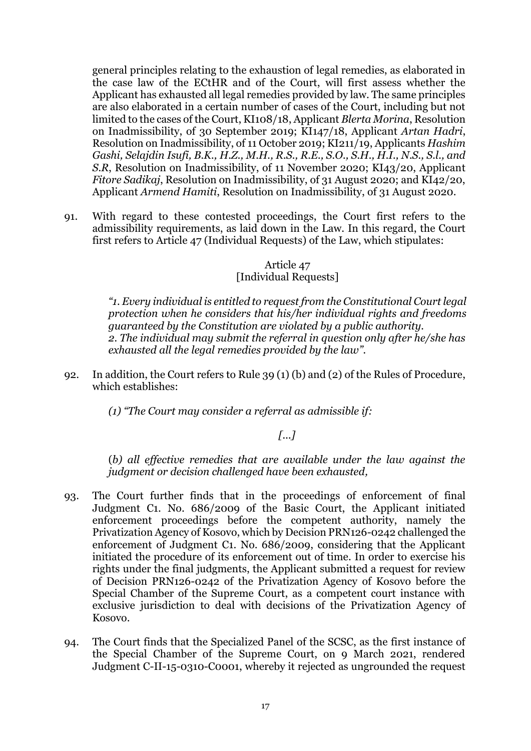general principles relating to the exhaustion of legal remedies, as elaborated in the case law of the ECtHR and of the Court, will first assess whether the Applicant has exhausted all legal remedies provided by law. The same principles are also elaborated in a certain number of cases of the Court, including but not limited to the cases of the Court, KI108/18, Applicant *Blerta Morina*, Resolution on Inadmissibility, of 30 September 2019; KI147/18, Applicant *Artan Hadri*, Resolution on Inadmissibility, of 11 October 2019; KI211/19, Applicants *Hashim Gashi, Selajdin Isufi, B.K., H.Z., M.H., R.S., R.E., S.O., S.H., H.I., N.S., S.l., and S.R*, Resolution on Inadmissibility, of 11 November 2020; KI43/20, Applicant *Fitore Sadikaj*, Resolution on Inadmissibility, of 31 August 2020; and KI42/20, Applicant *Armend Hamiti*, Resolution on Inadmissibility, of 31 August 2020.

91. With regard to these contested proceedings, the Court first refers to the admissibility requirements, as laid down in the Law. In this regard, the Court first refers to Article 47 (Individual Requests) of the Law, which stipulates:

Article 47
[Individual Requests]

*"1. Every individual is entitled to request from the Constitutional Court legal protection when he considers that his/her individual rights and freedoms guaranteed by the Constitution are violated by a public authority.*
*2. The individual may submit the referral in question only after he/she has exhausted all the legal remedies provided by the law".*

92. In addition, the Court refers to Rule 39 (1) (b) and (2) of the Rules of Procedure, which establishes:

*(1) "The Court may consider a referral as admissible if:*

*[...]*

(*b) all effective remedies that are available under the law against the judgment or decision challenged have been exhausted,*

93. The Court further finds that in the proceedings of enforcement of final Judgment C1. No. 686/2009 of the Basic Court, the Applicant initiated enforcement proceedings before the competent authority, namely the Privatization Agency of Kosovo, which by Decision PRN126-0242 challenged the enforcement of Judgment C1. No. 686/2009, considering that the Applicant initiated the procedure of its enforcement out of time. In order to exercise his rights under the final judgments, the Applicant submitted a request for review of Decision PRN126-0242 of the Privatization Agency of Kosovo before the Special Chamber of the Supreme Court, as a competent court instance with exclusive jurisdiction to deal with decisions of the Privatization Agency of Kosovo.

94. The Court finds that the Specialized Panel of the SCSC, as the first instance of the Special Chamber of the Supreme Court, on 9 March 2021, rendered Judgment C-II-15-0310-C0001, whereby it rejected as ungrounded the request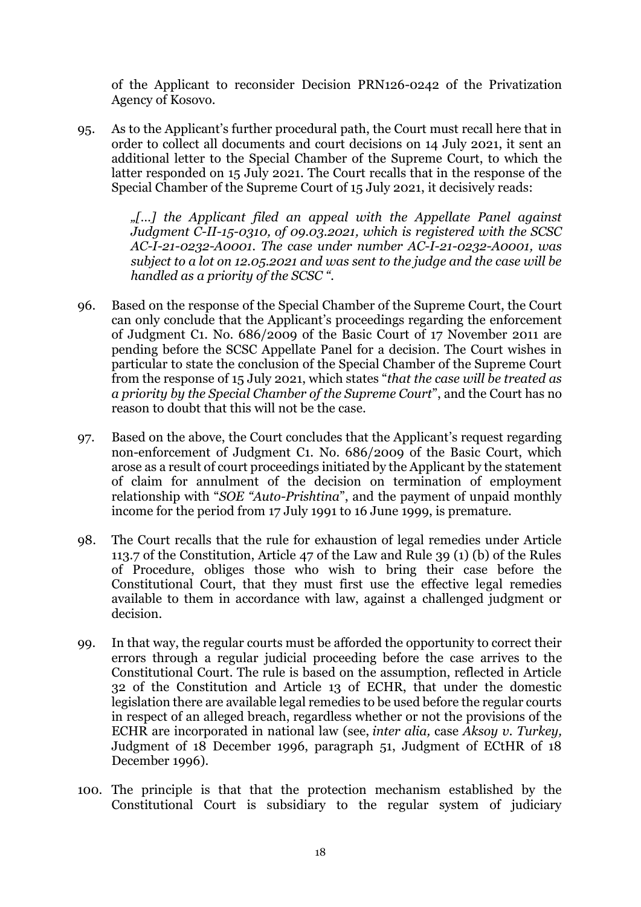of the Applicant to reconsider Decision PRN126-0242 of the Privatization Agency of Kosovo.

95. As to the Applicant's further procedural path, the Court must recall here that in order to collect all documents and court decisions on 14 July 2021, it sent an additional letter to the Special Chamber of the Supreme Court, to which the latter responded on 15 July 2021. The Court recalls that in the response of the Special Chamber of the Supreme Court of 15 July 2021, it decisively reads:

   *„[...] the Applicant filed an appeal with the Appellate Panel against Judgment C-II-15-0310, of 09.03.2021, which is registered with the SCSC AC-I-21-0232-A0001. The case under number AC-I-21-0232-A0001, was subject to a lot on 12.05.2021 and was sent to the judge and the case will be handled as a priority of the SCSC ".*

96. Based on the response of the Special Chamber of the Supreme Court, the Court can only conclude that the Applicant's proceedings regarding the enforcement of Judgment C1. No. 686/2009 of the Basic Court of 17 November 2011 are pending before the SCSC Appellate Panel for a decision. The Court wishes in particular to state the conclusion of the Special Chamber of the Supreme Court from the response of 15 July 2021, which states "*that the case will be treated as a priority by the Special Chamber of the Supreme Court*", and the Court has no reason to doubt that this will not be the case.

97. Based on the above, the Court concludes that the Applicant's request regarding non-enforcement of Judgment C1. No. 686/2009 of the Basic Court, which arose as a result of court proceedings initiated by the Applicant by the statement of claim for annulment of the decision on termination of employment relationship with "*SOE "Auto-Prishtina*", and the payment of unpaid monthly income for the period from 17 July 1991 to 16 June 1999, is premature.

98. The Court recalls that the rule for exhaustion of legal remedies under Article 113.7 of the Constitution, Article 47 of the Law and Rule 39 (1) (b) of the Rules of Procedure, obliges those who wish to bring their case before the Constitutional Court, that they must first use the effective legal remedies available to them in accordance with law, against a challenged judgment or decision.

99. In that way, the regular courts must be afforded the opportunity to correct their errors through a regular judicial proceeding before the case arrives to the Constitutional Court. The rule is based on the assumption, reflected in Article 32 of the Constitution and Article 13 of ECHR, that under the domestic legislation there are available legal remedies to be used before the regular courts in respect of an alleged breach, regardless whether or not the provisions of the ECHR are incorporated in national law (see, *inter alia,* case *Aksoy v. Turkey,* Judgment of 18 December 1996, paragraph 51, Judgment of ECtHR of 18 December 1996).

100. The principle is that that the protection mechanism established by the Constitutional Court is subsidiary to the regular system of judiciary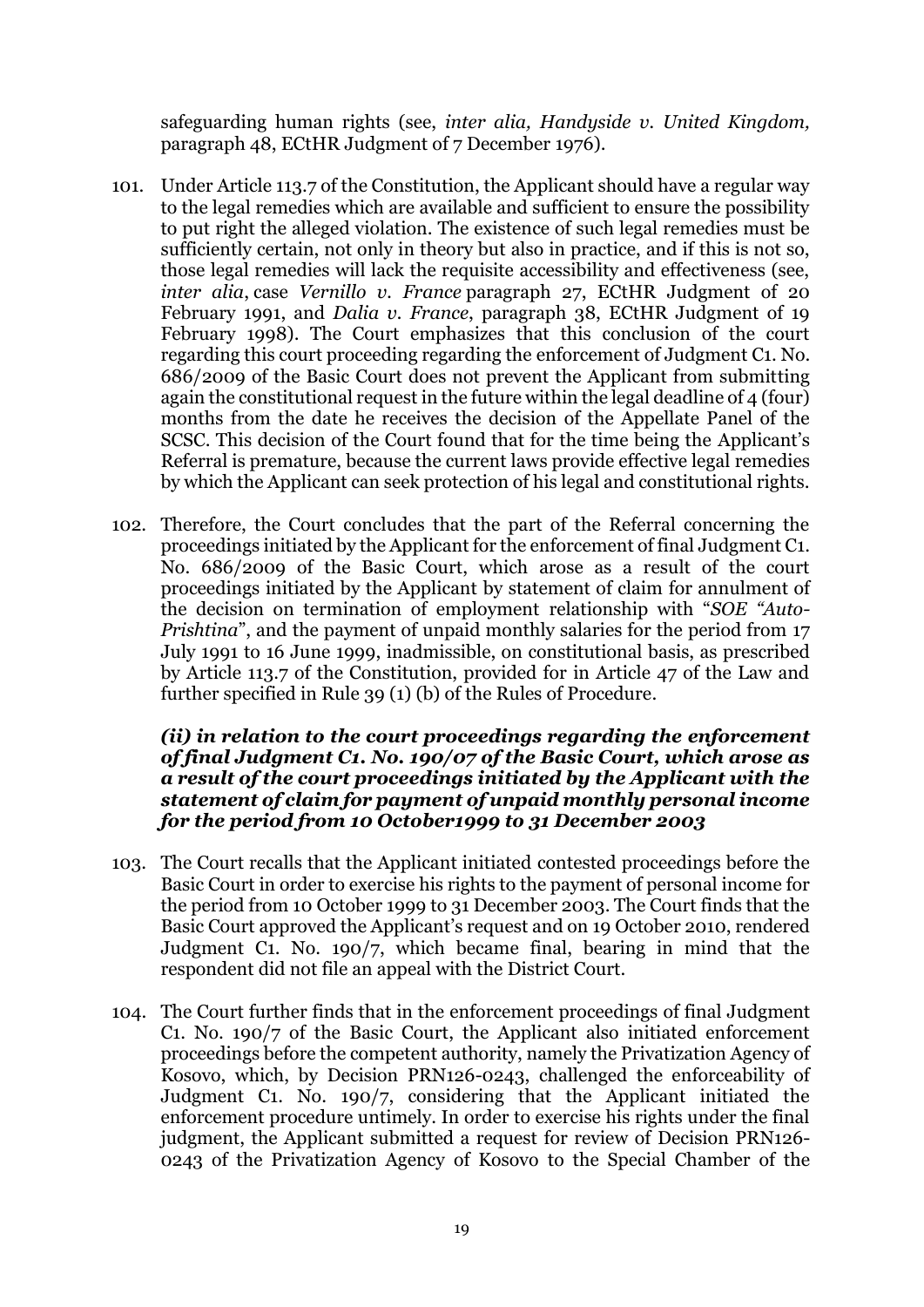safeguarding human rights (see, *inter alia, Handyside v. United Kingdom,* paragraph 48, ECtHR Judgment of 7 December 1976).

101. Under Article 113.7 of the Constitution, the Applicant should have a regular way to the legal remedies which are available and sufficient to ensure the possibility to put right the alleged violation. The existence of such legal remedies must be sufficiently certain, not only in theory but also in practice, and if this is not so, those legal remedies will lack the requisite accessibility and effectiveness (see, *inter alia*, case *Vernillo v. France* paragraph 27, ECtHR Judgment of 20 February 1991, and *Dalia v. France*, paragraph 38, ECtHR Judgment of 19 February 1998). The Court emphasizes that this conclusion of the court regarding this court proceeding regarding the enforcement of Judgment C1. No. 686/2009 of the Basic Court does not prevent the Applicant from submitting again the constitutional request in the future within the legal deadline of 4 (four) months from the date he receives the decision of the Appellate Panel of the SCSC. This decision of the Court found that for the time being the Applicant's Referral is premature, because the current laws provide effective legal remedies by which the Applicant can seek protection of his legal and constitutional rights.

102. Therefore, the Court concludes that the part of the Referral concerning the proceedings initiated by the Applicant for the enforcement of final Judgment C1. No. 686/2009 of the Basic Court, which arose as a result of the court proceedings initiated by the Applicant by statement of claim for annulment of the decision on termination of employment relationship with "*SOE "Auto-Prishtina*", and the payment of unpaid monthly salaries for the period from 17 July 1991 to 16 June 1999, inadmissible, on constitutional basis, as prescribed by Article 113.7 of the Constitution, provided for in Article 47 of the Law and further specified in Rule 39 (1) (b) of the Rules of Procedure.

***(ii) in relation to the court proceedings regarding the enforcement of final Judgment C1. No. 190/07 of the Basic Court, which arose as a result of the court proceedings initiated by the Applicant with the statement of claim for payment of unpaid monthly personal income for the period from 10 October1999 to 31 December 2003***

103. The Court recalls that the Applicant initiated contested proceedings before the Basic Court in order to exercise his rights to the payment of personal income for the period from 10 October 1999 to 31 December 2003. The Court finds that the Basic Court approved the Applicant's request and on 19 October 2010, rendered Judgment C1. No. 190/7, which became final, bearing in mind that the respondent did not file an appeal with the District Court.

104. The Court further finds that in the enforcement proceedings of final Judgment C1. No. 190/7 of the Basic Court, the Applicant also initiated enforcement proceedings before the competent authority, namely the Privatization Agency of Kosovo, which, by Decision PRN126-0243, challenged the enforceability of Judgment C1. No. 190/7, considering that the Applicant initiated the enforcement procedure untimely. In order to exercise his rights under the final judgment, the Applicant submitted a request for review of Decision PRN126-0243 of the Privatization Agency of Kosovo to the Special Chamber of the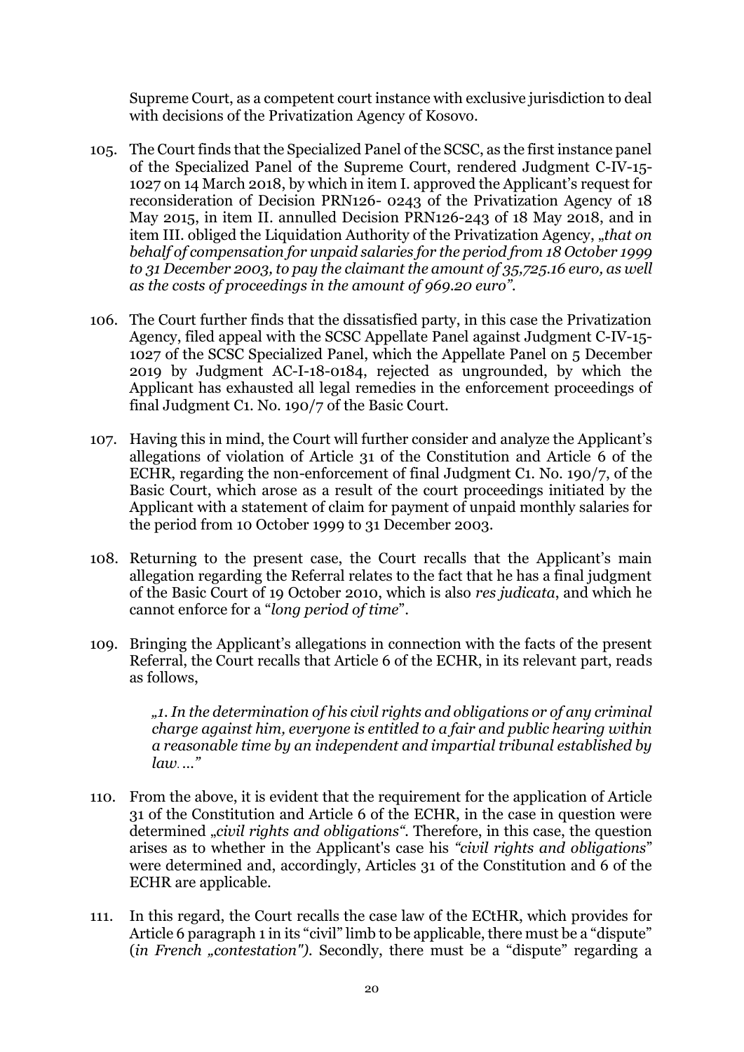Supreme Court, as a competent court instance with exclusive jurisdiction to deal with decisions of the Privatization Agency of Kosovo.

105. The Court finds that the Specialized Panel of the SCSC, as the first instance panel of the Specialized Panel of the Supreme Court, rendered Judgment C-IV-15-1027 on 14 March 2018, by which in item I. approved the Applicant's request for reconsideration of Decision PRN126- 0243 of the Privatization Agency of 18 May 2015, in item II. annulled Decision PRN126-243 of 18 May 2018, and in item III. obliged the Liquidation Authority of the Privatization Agency, *„that on behalf of compensation for unpaid salaries for the period from 18 October 1999 to 31 December 2003, to pay the claimant the amount of 35,725.16 euro, as well as the costs of proceedings in the amount of 969.20 euro"*.

106. The Court further finds that the dissatisfied party, in this case the Privatization Agency, filed appeal with the SCSC Appellate Panel against Judgment C-IV-15-1027 of the SCSC Specialized Panel, which the Appellate Panel on 5 December 2019 by Judgment AC-I-18-0184, rejected as ungrounded, by which the Applicant has exhausted all legal remedies in the enforcement proceedings of final Judgment C1. No. 190/7 of the Basic Court.

107. Having this in mind, the Court will further consider and analyze the Applicant's allegations of violation of Article 31 of the Constitution and Article 6 of the ECHR, regarding the non-enforcement of final Judgment C1. No. 190/7, of the Basic Court, which arose as a result of the court proceedings initiated by the Applicant with a statement of claim for payment of unpaid monthly salaries for the period from 10 October 1999 to 31 December 2003.

108. Returning to the present case, the Court recalls that the Applicant's main allegation regarding the Referral relates to the fact that he has a final judgment of the Basic Court of 19 October 2010, which is also *res judicata*, and which he cannot enforce for a "*long period of time*".

109. Bringing the Applicant's allegations in connection with the facts of the present Referral, the Court recalls that Article 6 of the ECHR, in its relevant part, reads as follows,

> *„1. In the determination of his civil rights and obligations or of any criminal charge against him, everyone is entitled to a fair and public hearing within a reasonable time by an independent and impartial tribunal established by law. ..."*

110. From the above, it is evident that the requirement for the application of Article 31 of the Constitution and Article 6 of the ECHR, in the case in question were determined *„civil rights and obligations"*. Therefore, in this case, the question arises as to whether in the Applicant's case his *"civil rights and obligations"* were determined and, accordingly, Articles 31 of the Constitution and 6 of the ECHR are applicable.

111. In this regard, the Court recalls the case law of the ECtHR, which provides for Article 6 paragraph 1 in its "civil" limb to be applicable, there must be a "dispute" (*in French „contestation")*. Secondly, there must be a "dispute" regarding a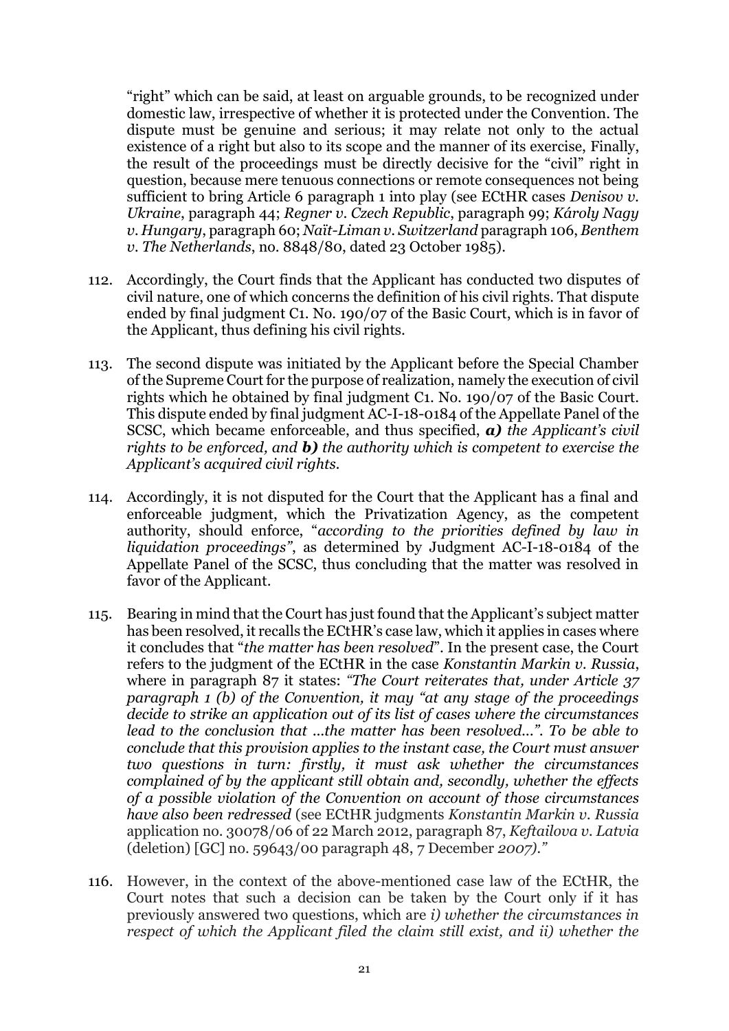"right" which can be said, at least on arguable grounds, to be recognized under domestic law, irrespective of whether it is protected under the Convention. The dispute must be genuine and serious; it may relate not only to the actual existence of a right but also to its scope and the manner of its exercise, Finally, the result of the proceedings must be directly decisive for the "civil" right in question, because mere tenuous connections or remote consequences not being sufficient to bring Article 6 paragraph 1 into play (see ECtHR cases *Denisov v. Ukraine*, paragraph 44; *Regner v. Czech Republic*, paragraph 99; *Károly Nagy v. Hungary*, paragraph 60; *Naït-Liman v. Switzerland* paragraph 106, *Benthem v. The Netherlands*, no. 8848/80, dated 23 October 1985).

112. Accordingly, the Court finds that the Applicant has conducted two disputes of civil nature, one of which concerns the definition of his civil rights. That dispute ended by final judgment C1. No. 190/07 of the Basic Court, which is in favor of the Applicant, thus defining his civil rights.

113. The second dispute was initiated by the Applicant before the Special Chamber of the Supreme Court for the purpose of realization, namely the execution of civil rights which he obtained by final judgment C1. No. 190/07 of the Basic Court. This dispute ended by final judgment AC-I-18-0184 of the Appellate Panel of the SCSC, which became enforceable, and thus specified, ***a)*** *the Applicant's civil rights to be enforced, and* ***b)*** *the authority which is competent to exercise the Applicant's acquired civil rights.*

114. Accordingly, it is not disputed for the Court that the Applicant has a final and enforceable judgment, which the Privatization Agency, as the competent authority, should enforce, "*according to the priorities defined by law in liquidation proceedings*", as determined by Judgment AC-I-18-0184 of the Appellate Panel of the SCSC, thus concluding that the matter was resolved in favor of the Applicant.

115. Bearing in mind that the Court has just found that the Applicant's subject matter has been resolved, it recalls the ECtHR's case law, which it applies in cases where it concludes that "*the matter has been resolved*". In the present case, the Court refers to the judgment of the ECtHR in the case *Konstantin Markin v. Russia*, where in paragraph 87 it states: *"The Court reiterates that, under Article 37 paragraph 1 (b) of the Convention, it may "at any stage of the proceedings decide to strike an application out of its list of cases where the circumstances lead to the conclusion that ...the matter has been resolved...". To be able to conclude that this provision applies to the instant case, the Court must answer two questions in turn: firstly, it must ask whether the circumstances complained of by the applicant still obtain and, secondly, whether the effects of a possible violation of the Convention on account of those circumstances have also been redressed* (see ECtHR judgments *Konstantin Markin v. Russia* application no. 30078/06 of 22 March 2012, paragraph 87, *Keftailova v. Latvia* (deletion) [GC] no. 59643/00 paragraph 48, 7 December *2007)."*

116. However, in the context of the above-mentioned case law of the ECtHR, the Court notes that such a decision can be taken by the Court only if it has previously answered two questions, which are *i) whether the circumstances in respect of which the Applicant filed the claim still exist, and ii) whether the*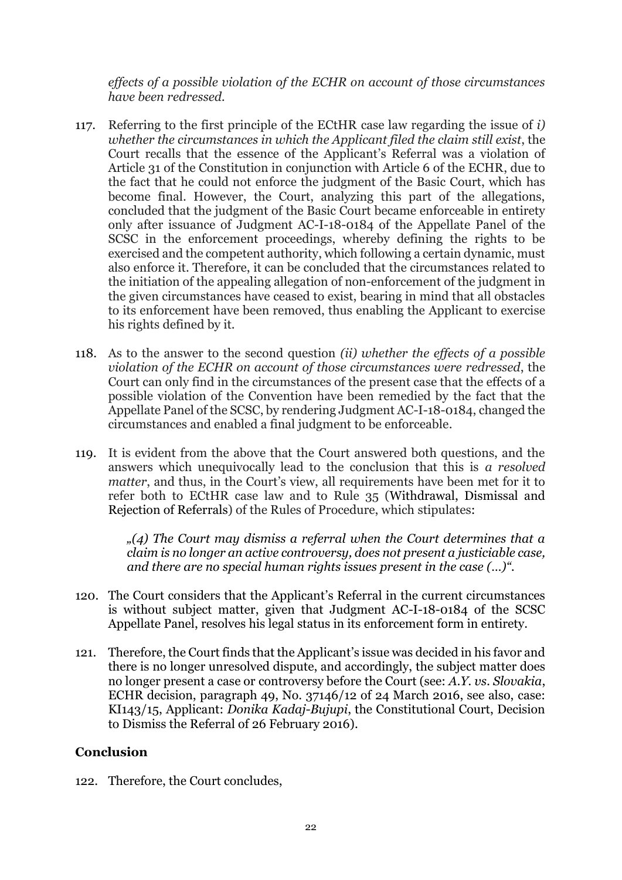*effects of a possible violation of the ECHR on account of those circumstances have been redressed.*

117. Referring to the first principle of the ECtHR case law regarding the issue of *i) whether the circumstances in which the Applicant filed the claim still exist*, the Court recalls that the essence of the Applicant's Referral was a violation of Article 31 of the Constitution in conjunction with Article 6 of the ECHR, due to the fact that he could not enforce the judgment of the Basic Court, which has become final. However, the Court, analyzing this part of the allegations, concluded that the judgment of the Basic Court became enforceable in entirety only after issuance of Judgment AC-I-18-0184 of the Appellate Panel of the SCSC in the enforcement proceedings, whereby defining the rights to be exercised and the competent authority, which following a certain dynamic, must also enforce it. Therefore, it can be concluded that the circumstances related to the initiation of the appealing allegation of non-enforcement of the judgment in the given circumstances have ceased to exist, bearing in mind that all obstacles to its enforcement have been removed, thus enabling the Applicant to exercise his rights defined by it.

118. As to the answer to the second question *(ii) whether the effects of a possible violation of the ECHR on account of those circumstances were redressed*, the Court can only find in the circumstances of the present case that the effects of a possible violation of the Convention have been remedied by the fact that the Appellate Panel of the SCSC, by rendering Judgment AC-I-18-0184, changed the circumstances and enabled a final judgment to be enforceable.

119. It is evident from the above that the Court answered both questions, and the answers which unequivocally lead to the conclusion that this is *a resolved matter*, and thus, in the Court's view, all requirements have been met for it to refer both to ECtHR case law and to Rule 35 (Withdrawal, Dismissal and Rejection of Referrals) of the Rules of Procedure, which stipulates:

> *„(4) The Court may dismiss a referral when the Court determines that a claim is no longer an active controversy, does not present a justiciable case, and there are no special human rights issues present in the case (...)".*

120. The Court considers that the Applicant's Referral in the current circumstances is without subject matter, given that Judgment AC-I-18-0184 of the SCSC Appellate Panel, resolves his legal status in its enforcement form in entirety.

121. Therefore, the Court finds that the Applicant's issue was decided in his favor and there is no longer unresolved dispute, and accordingly, the subject matter does no longer present a case or controversy before the Court (see: *A.Y. vs. Slovakia*, ECHR decision, paragraph 49, No. 37146/12 of 24 March 2016, see also, case: KI143/15, Applicant: *Donika Kadaj-Bujupi*, the Constitutional Court, Decision to Dismiss the Referral of 26 February 2016).

## Conclusion

122. Therefore, the Court concludes,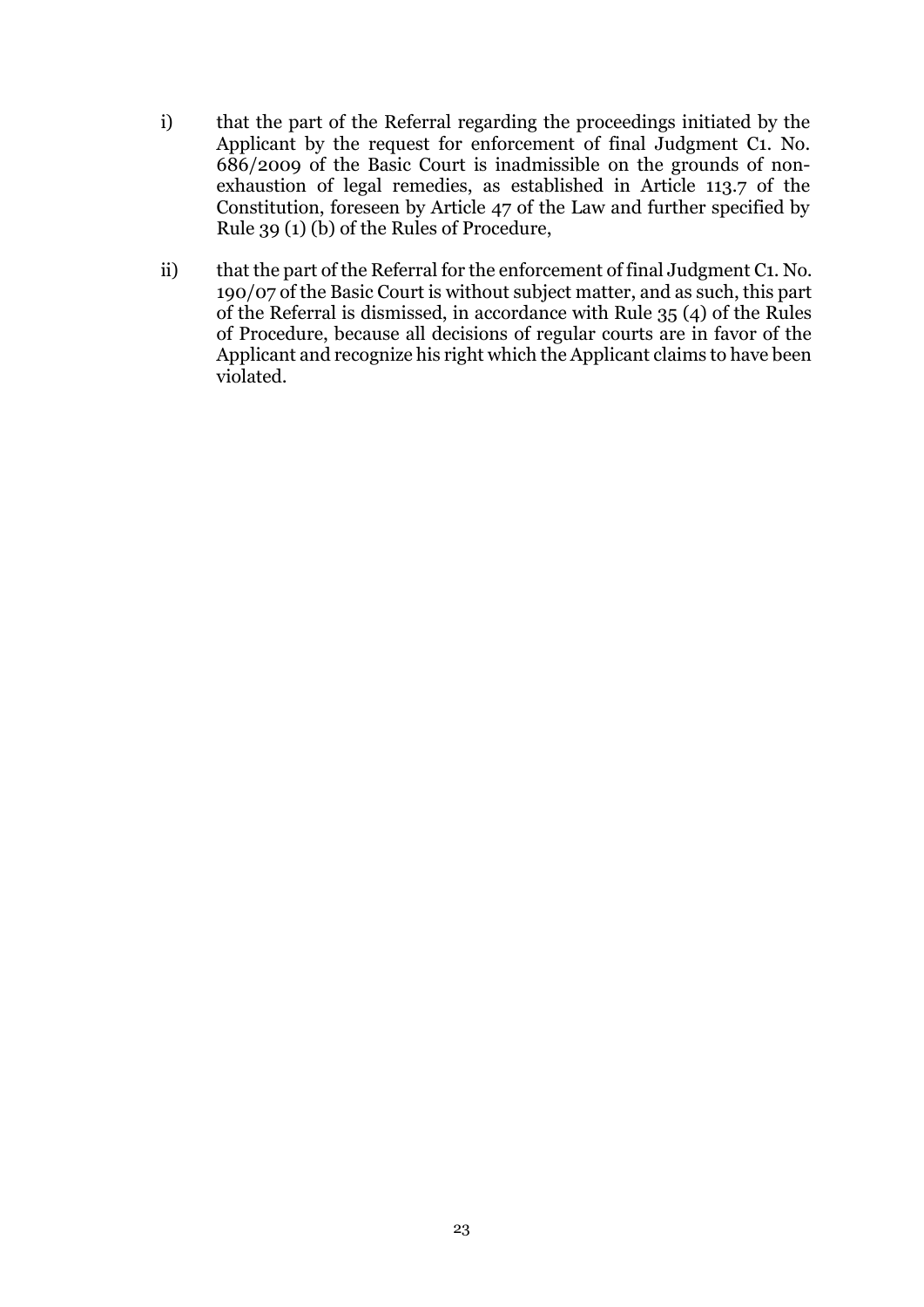i) that the part of the Referral regarding the proceedings initiated by the Applicant by the request for enforcement of final Judgment C1. No. 686/2009 of the Basic Court is inadmissible on the grounds of non-exhaustion of legal remedies, as established in Article 113.7 of the Constitution, foreseen by Article 47 of the Law and further specified by Rule 39 (1) (b) of the Rules of Procedure,

ii) that the part of the Referral for the enforcement of final Judgment C1. No. 190/07 of the Basic Court is without subject matter, and as such, this part of the Referral is dismissed, in accordance with Rule 35 (4) of the Rules of Procedure, because all decisions of regular courts are in favor of the Applicant and recognize his right which the Applicant claims to have been violated.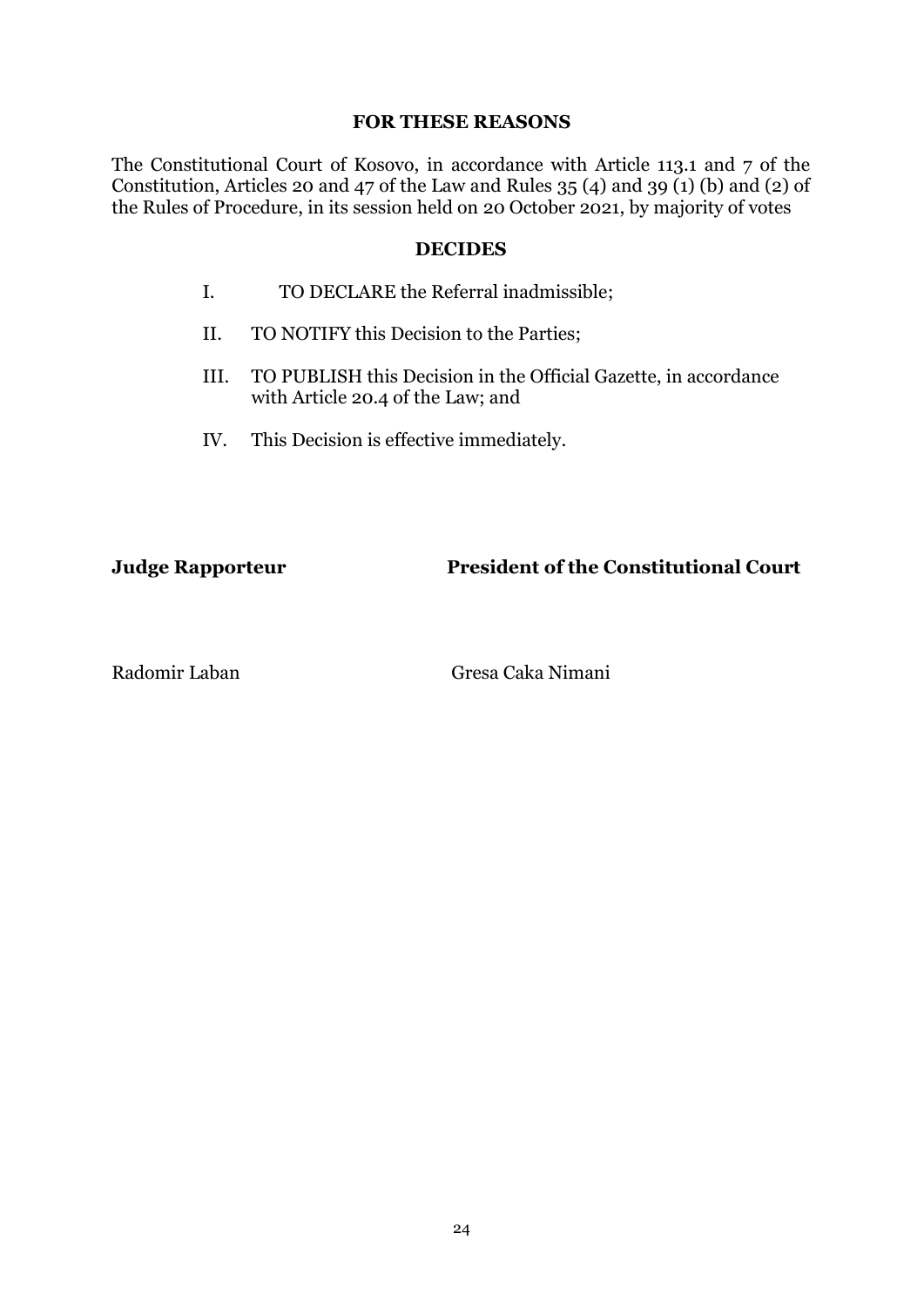**FOR THESE REASONS**

The Constitutional Court of Kosovo, in accordance with Article 113.1 and 7 of the Constitution, Articles 20 and 47 of the Law and Rules 35 (4) and 39 (1) (b) and (2) of the Rules of Procedure, in its session held on 20 October 2021, by majority of votes

**DECIDES**

I. TO DECLARE the Referral inadmissible;

II. TO NOTIFY this Decision to the Parties;

III. TO PUBLISH this Decision in the Official Gazette, in accordance with Article 20.4 of the Law; and

IV. This Decision is effective immediately.

**Judge Rapporteur** **President of the Constitutional Court**

Radomir Laban Gresa Caka Nimani